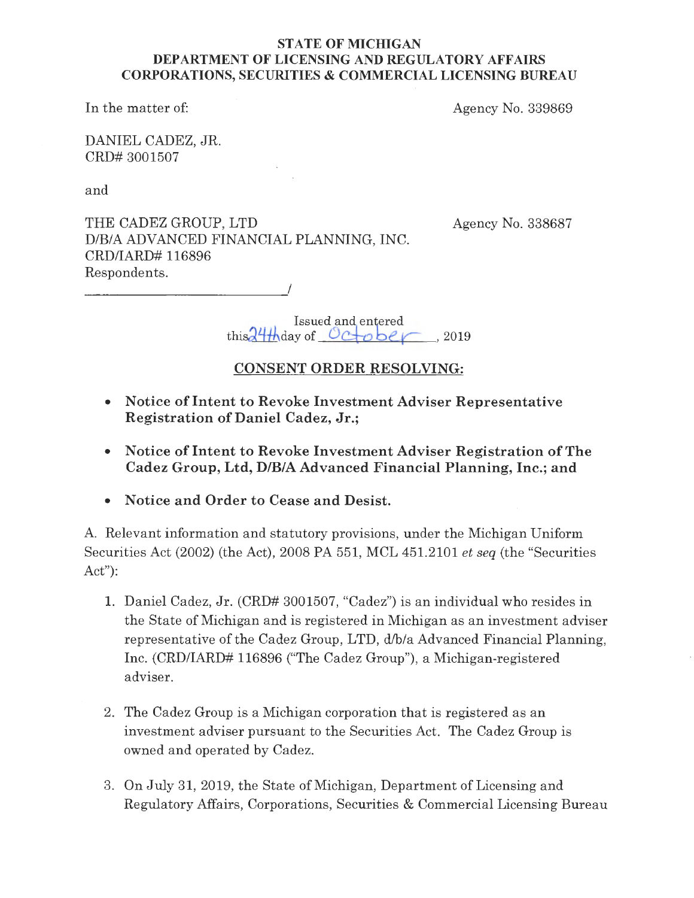**STATE OF MICHIGAN**
**DEPARTMENT OF LICENSING AND REGULATORY AFFAIRS**
**CORPORATIONS, SECURITIES & COMMERCIAL LICENSING BUREAU**

In the matter of: Agency No. 339869

DANIEL CADEZ, JR.
CRD# 3001507

and

THE CADEZ GROUP, LTD Agency No. 338687
D/B/A ADVANCED FINANCIAL PLANNING, INC.
CRD/IARD# 116896
Respondents.
______________________________/

Issued and entered
this 24th day of October, 2019

## CONSENT ORDER RESOLVING:

- **Notice of Intent to Revoke Investment Adviser Representative Registration of Daniel Cadez, Jr.;**
- **Notice of Intent to Revoke Investment Adviser Registration of The Cadez Group, Ltd, D/B/A Advanced Financial Planning, Inc.; and**
- **Notice and Order to Cease and Desist.**

A. Relevant information and statutory provisions, under the Michigan Uniform Securities Act (2002) (the Act), 2008 PA 551, MCL 451.2101 *et seq* (the "Securities Act"):

1. Daniel Cadez, Jr. (CRD# 3001507, "Cadez") is an individual who resides in the State of Michigan and is registered in Michigan as an investment adviser representative of the Cadez Group, LTD, d/b/a Advanced Financial Planning, Inc. (CRD/IARD# 116896 ("The Cadez Group"), a Michigan-registered adviser.

2. The Cadez Group is a Michigan corporation that is registered as an investment adviser pursuant to the Securities Act. The Cadez Group is owned and operated by Cadez.

3. On July 31, 2019, the State of Michigan, Department of Licensing and Regulatory Affairs, Corporations, Securities & Commercial Licensing Bureau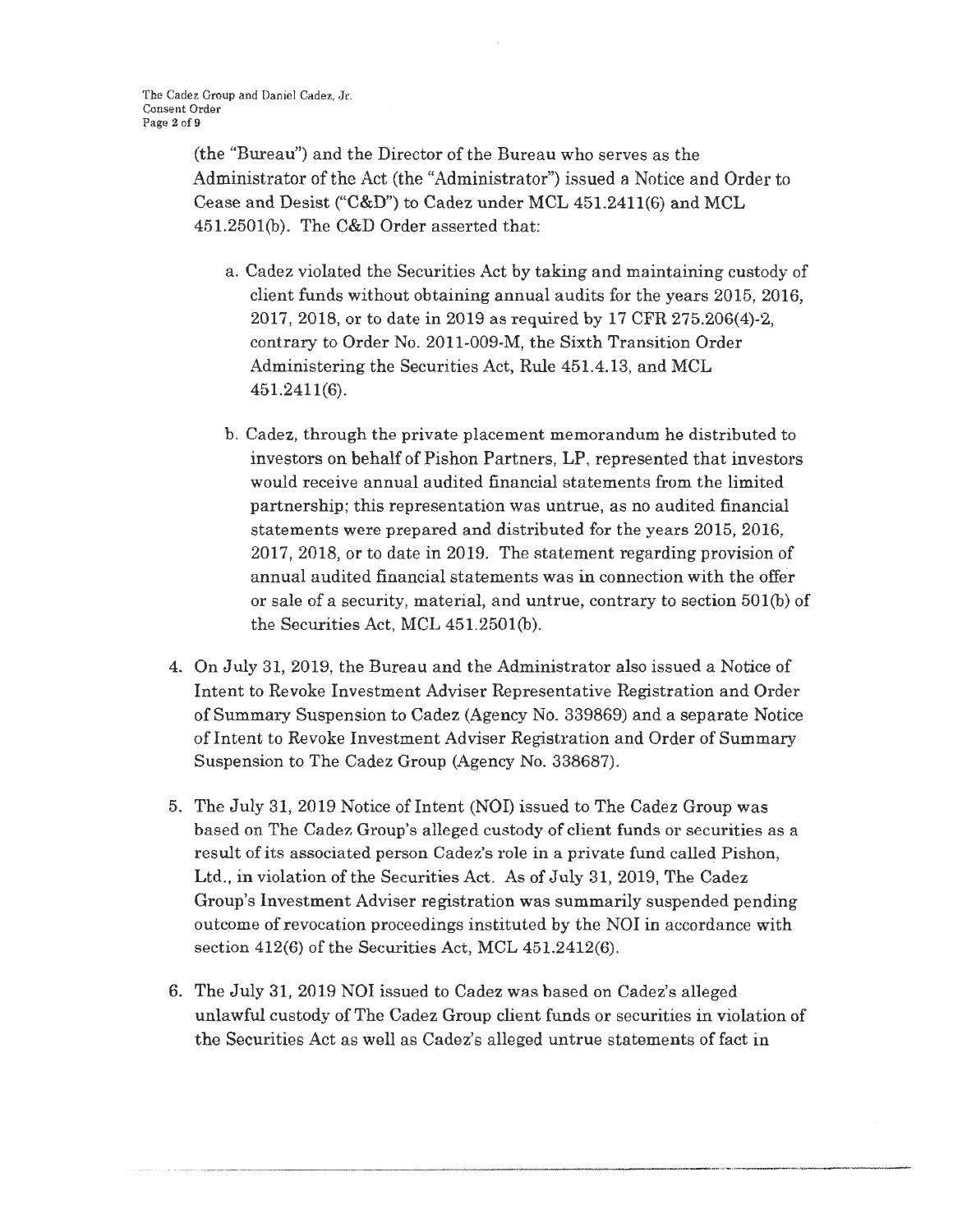(the "Bureau") and the Director of the Bureau who serves as the Administrator of the Act (the "Administrator") issued a Notice and Order to Cease and Desist ("C&D") to Cadez under MCL 451.2411(6) and MCL 451.2501(b). The C&D Order asserted that:

a. Cadez violated the Securities Act by taking and maintaining custody of client funds without obtaining annual audits for the years 2015, 2016, 2017, 2018, or to date in 2019 as required by 17 CFR 275.206(4)-2, contrary to Order No. 2011-009-M, the Sixth Transition Order Administering the Securities Act, Rule 451.4.13, and MCL 451.2411(6).

b. Cadez, through the private placement memorandum he distributed to investors on behalf of Pishon Partners, LP, represented that investors would receive annual audited financial statements from the limited partnership; this representation was untrue, as no audited financial statements were prepared and distributed for the years 2015, 2016, 2017, 2018, or to date in 2019. The statement regarding provision of annual audited financial statements was in connection with the offer or sale of a security, material, and untrue, contrary to section 501(b) of the Securities Act, MCL 451.2501(b).

4. On July 31, 2019, the Bureau and the Administrator also issued a Notice of Intent to Revoke Investment Adviser Representative Registration and Order of Summary Suspension to Cadez (Agency No. 339869) and a separate Notice of Intent to Revoke Investment Adviser Registration and Order of Summary Suspension to The Cadez Group (Agency No. 338687).

5. The July 31, 2019 Notice of Intent (NOI) issued to The Cadez Group was based on The Cadez Group's alleged custody of client funds or securities as a result of its associated person Cadez's role in a private fund called Pishon, Ltd., in violation of the Securities Act. As of July 31, 2019, The Cadez Group's Investment Adviser registration was summarily suspended pending outcome of revocation proceedings instituted by the NOI in accordance with section 412(6) of the Securities Act, MCL 451.2412(6).

6. The July 31, 2019 NOI issued to Cadez was based on Cadez's alleged unlawful custody of The Cadez Group client funds or securities in violation of the Securities Act as well as Cadez's alleged untrue statements of fact in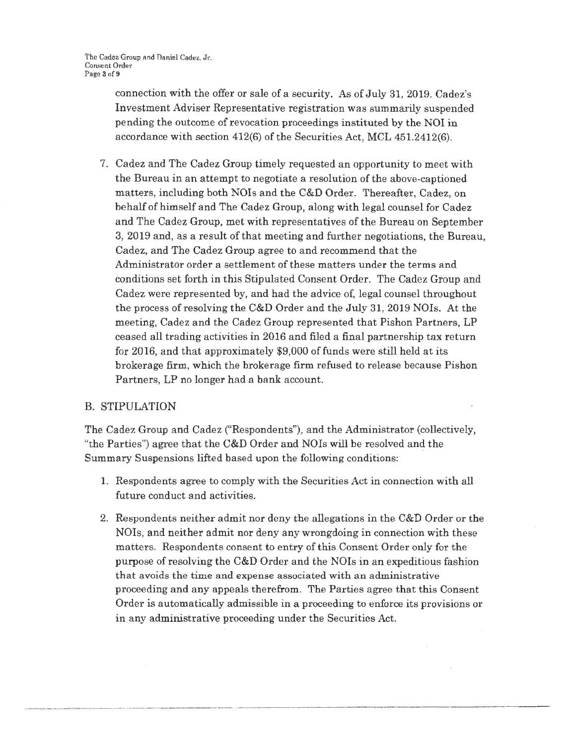connection with the offer or sale of a security. As of July 31, 2019. Cadez's Investment Adviser Representative registration was summarily suspended pending the outcome of revocation proceedings instituted by the NOI in accordance with section 412(6) of the Securities Act, MCL 451.2412(6).

7. Cadez and The Cadez Group timely requested an opportunity to meet with the Bureau in an attempt to negotiate a resolution of the above-captioned matters, including both NOIs and the C&D Order. Thereafter, Cadez, on behalf of himself and The Cadez Group, along with legal counsel for Cadez and The Cadez Group, met with representatives of the Bureau on September 3, 2019 and, as a result of that meeting and further negotiations, the Bureau, Cadez, and The Cadez Group agree to and recommend that the Administrator order a settlement of these matters under the terms and conditions set forth in this Stipulated Consent Order. The Cadez Group and Cadez were represented by, and had the advice of, legal counsel throughout the process of resolving the C&D Order and the July 31, 2019 NOIs. At the meeting, Cadez and the Cadez Group represented that Pishon Partners, LP ceased all trading activities in 2016 and filed a final partnership tax return for 2016, and that approximately $9,000 of funds were still held at its brokerage firm, which the brokerage firm refused to release because Pishon Partners, LP no longer had a bank account.

## B. STIPULATION

The Cadez Group and Cadez ("Respondents"), and the Administrator (collectively, "the Parties") agree that the C&D Order and NOIs will be resolved and the Summary Suspensions lifted based upon the following conditions:

1. Respondents agree to comply with the Securities Act in connection with all future conduct and activities.

2. Respondents neither admit nor deny the allegations in the C&D Order or the NOIs, and neither admit nor deny any wrongdoing in connection with these matters. Respondents consent to entry of this Consent Order only for the purpose of resolving the C&D Order and the NOIs in an expeditious fashion that avoids the time and expense associated with an administrative proceeding and any appeals therefrom. The Parties agree that this Consent Order is automatically admissible in a proceeding to enforce its provisions or in any administrative proceeding under the Securities Act.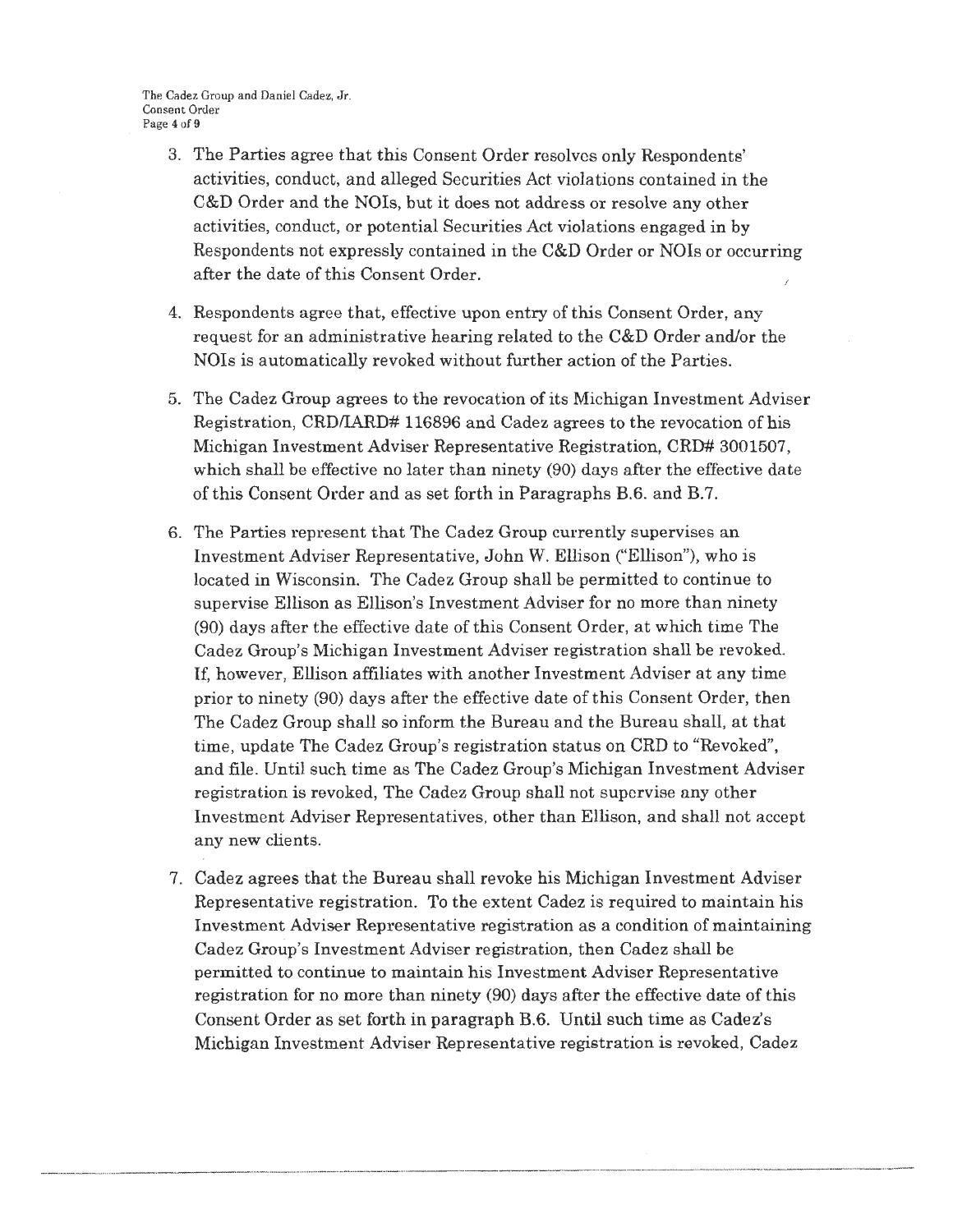3. The Parties agree that this Consent Order resolves only Respondents' activities, conduct, and alleged Securities Act violations contained in the C&D Order and the NOIs, but it does not address or resolve any other activities, conduct, or potential Securities Act violations engaged in by Respondents not expressly contained in the C&D Order or NOIs or occurring after the date of this Consent Order.

4. Respondents agree that, effective upon entry of this Consent Order, any request for an administrative hearing related to the C&D Order and/or the NOIs is automatically revoked without further action of the Parties.

5. The Cadez Group agrees to the revocation of its Michigan Investment Adviser Registration, CRD/IARD# 116896 and Cadez agrees to the revocation of his Michigan Investment Adviser Representative Registration, CRD# 3001507, which shall be effective no later than ninety (90) days after the effective date of this Consent Order and as set forth in Paragraphs B.6. and B.7.

6. The Parties represent that The Cadez Group currently supervises an Investment Adviser Representative, John W. Ellison ("Ellison"), who is located in Wisconsin. The Cadez Group shall be permitted to continue to supervise Ellison as Ellison's Investment Adviser for no more than ninety (90) days after the effective date of this Consent Order, at which time The Cadez Group's Michigan Investment Adviser registration shall be revoked. If, however, Ellison affiliates with another Investment Adviser at any time prior to ninety (90) days after the effective date of this Consent Order, then The Cadez Group shall so inform the Bureau and the Bureau shall, at that time, update The Cadez Group's registration status on CRD to "Revoked", and file. Until such time as The Cadez Group's Michigan Investment Adviser registration is revoked, The Cadez Group shall not supervise any other Investment Adviser Representatives, other than Ellison, and shall not accept any new clients.

7. Cadez agrees that the Bureau shall revoke his Michigan Investment Adviser Representative registration. To the extent Cadez is required to maintain his Investment Adviser Representative registration as a condition of maintaining Cadez Group's Investment Adviser registration, then Cadez shall be permitted to continue to maintain his Investment Adviser Representative registration for no more than ninety (90) days after the effective date of this Consent Order as set forth in paragraph B.6. Until such time as Cadez's Michigan Investment Adviser Representative registration is revoked, Cadez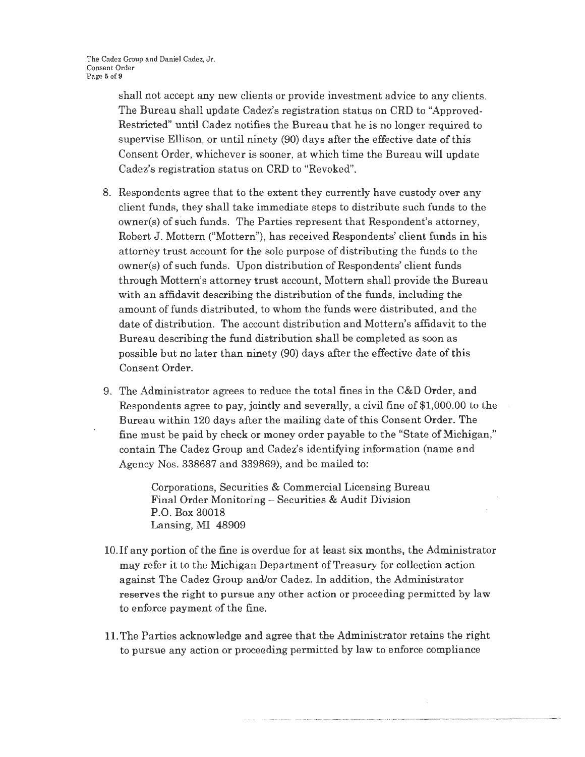shall not accept any new clients or provide investment advice to any clients. The Bureau shall update Cadez's registration status on CRD to "Approved-Restricted" until Cadez notifies the Bureau that he is no longer required to supervise Ellison, or until ninety (90) days after the effective date of this Consent Order, whichever is sooner, at which time the Bureau will update Cadez's registration status on CRD to "Revoked".

8. Respondents agree that to the extent they currently have custody over any client funds, they shall take immediate steps to distribute such funds to the owner(s) of such funds. The Parties represent that Respondent's attorney, Robert J. Mottern ("Mottern"), has received Respondents' client funds in his attorney trust account for the sole purpose of distributing the funds to the owner(s) of such funds. Upon distribution of Respondents' client funds through Mottern's attorney trust account, Mottern shall provide the Bureau with an affidavit describing the distribution of the funds, including the amount of funds distributed, to whom the funds were distributed, and the date of distribution. The account distribution and Mottern's affidavit to the Bureau describing the fund distribution shall be completed as soon as possible but no later than ninety (90) days after the effective date of this Consent Order.

9. The Administrator agrees to reduce the total fines in the C&D Order, and Respondents agree to pay, jointly and severally, a civil fine of $1,000.00 to the Bureau within 120 days after the mailing date of this Consent Order. The fine must be paid by check or money order payable to the "State of Michigan," contain The Cadez Group and Cadez's identifying information (name and Agency Nos. 338687 and 339869), and be mailed to:

   Corporations, Securities & Commercial Licensing Bureau
   Final Order Monitoring – Securities & Audit Division
   P.O. Box 30018
   Lansing, MI 48909

10. If any portion of the fine is overdue for at least six months, the Administrator may refer it to the Michigan Department of Treasury for collection action against The Cadez Group and/or Cadez. In addition, the Administrator reserves the right to pursue any other action or proceeding permitted by law to enforce payment of the fine.

11. The Parties acknowledge and agree that the Administrator retains the right to pursue any action or proceeding permitted by law to enforce compliance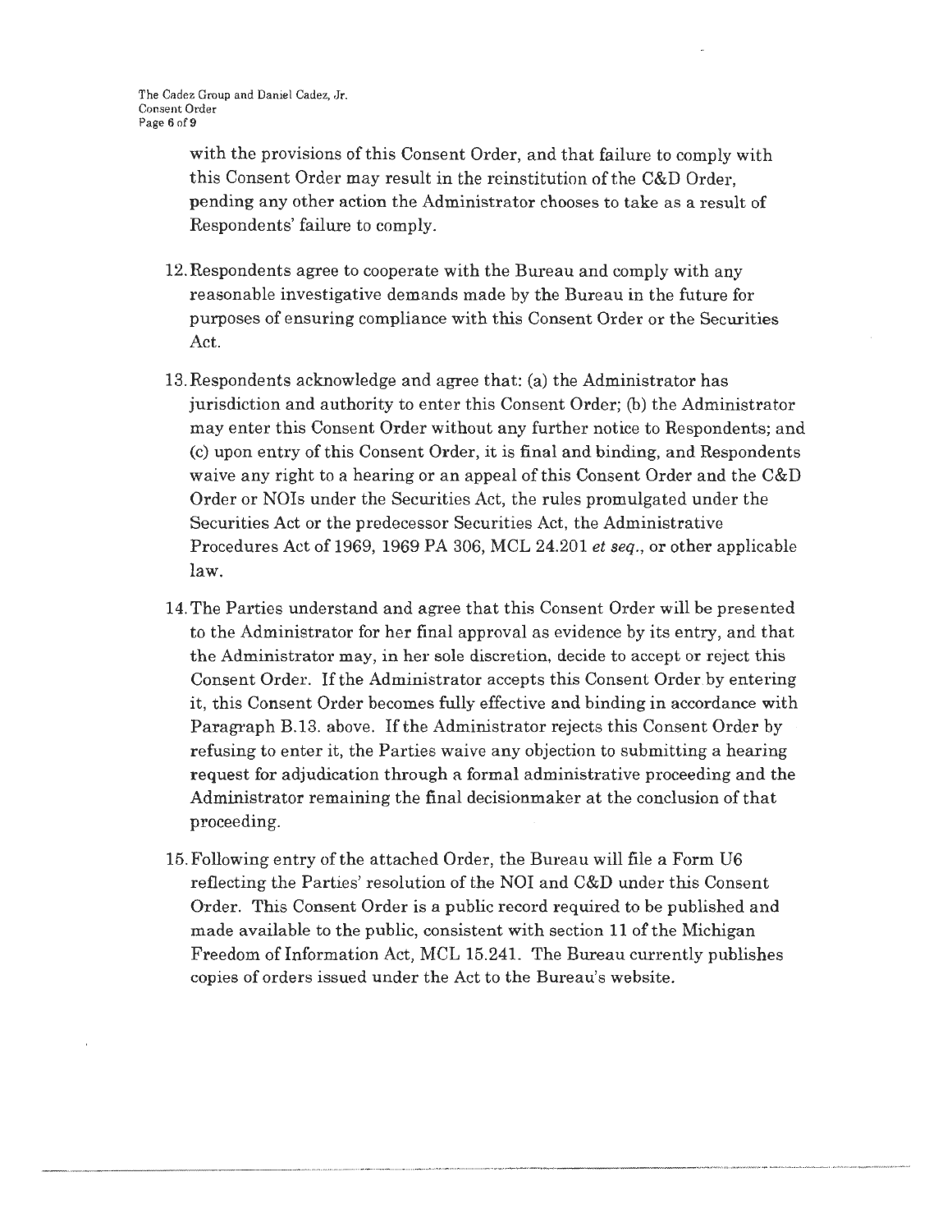with the provisions of this Consent Order, and that failure to comply with this Consent Order may result in the reinstitution of the C&D Order, pending any other action the Administrator chooses to take as a result of Respondents' failure to comply.

12. Respondents agree to cooperate with the Bureau and comply with any reasonable investigative demands made by the Bureau in the future for purposes of ensuring compliance with this Consent Order or the Securities Act.

13. Respondents acknowledge and agree that: (a) the Administrator has jurisdiction and authority to enter this Consent Order; (b) the Administrator may enter this Consent Order without any further notice to Respondents; and (c) upon entry of this Consent Order, it is final and binding, and Respondents waive any right to a hearing or an appeal of this Consent Order and the C&D Order or NOIs under the Securities Act, the rules promulgated under the Securities Act or the predecessor Securities Act, the Administrative Procedures Act of 1969, 1969 PA 306, MCL 24.201 *et seq.*, or other applicable law.

14. The Parties understand and agree that this Consent Order will be presented to the Administrator for her final approval as evidence by its entry, and that the Administrator may, in her sole discretion, decide to accept or reject this Consent Order. If the Administrator accepts this Consent Order by entering it, this Consent Order becomes fully effective and binding in accordance with Paragraph B.13. above. If the Administrator rejects this Consent Order by refusing to enter it, the Parties waive any objection to submitting a hearing request for adjudication through a formal administrative proceeding and the Administrator remaining the final decisionmaker at the conclusion of that proceeding.

15. Following entry of the attached Order, the Bureau will file a Form U6 reflecting the Parties' resolution of the NOI and C&D under this Consent Order. This Consent Order is a public record required to be published and made available to the public, consistent with section 11 of the Michigan Freedom of Information Act, MCL 15.241. The Bureau currently publishes copies of orders issued under the Act to the Bureau's website.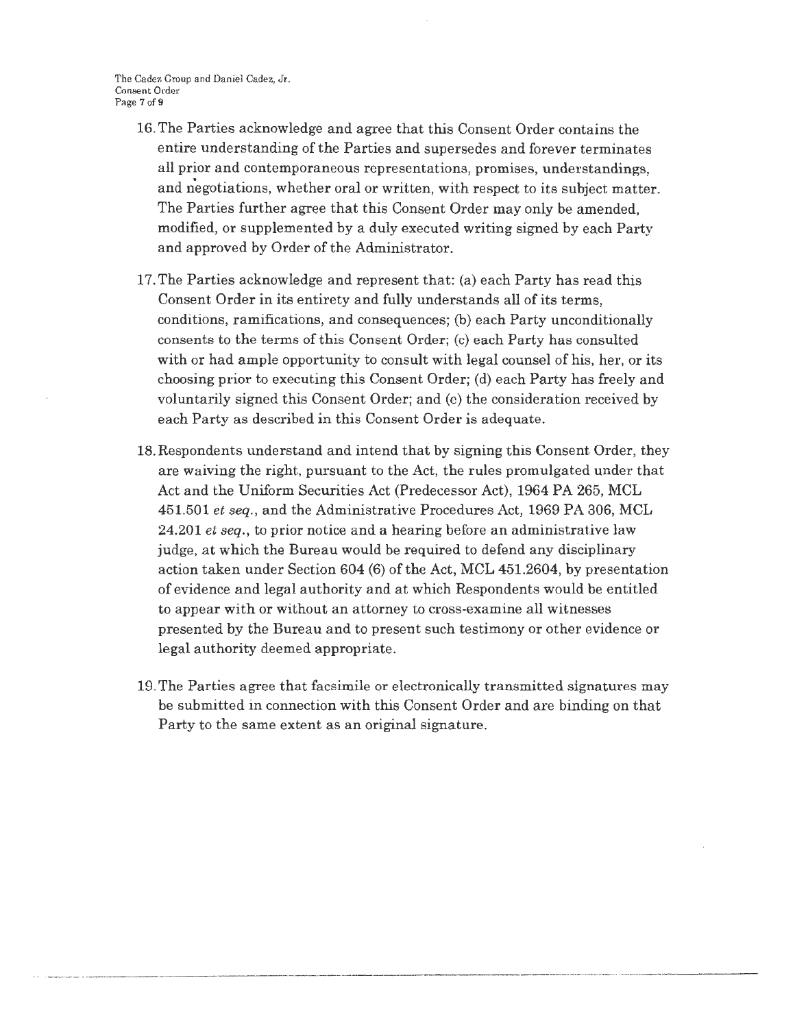16. The Parties acknowledge and agree that this Consent Order contains the entire understanding of the Parties and supersedes and forever terminates all prior and contemporaneous representations, promises, understandings, and negotiations, whether oral or written, with respect to its subject matter. The Parties further agree that this Consent Order may only be amended, modified, or supplemented by a duly executed writing signed by each Party and approved by Order of the Administrator.

17. The Parties acknowledge and represent that: (a) each Party has read this Consent Order in its entirety and fully understands all of its terms, conditions, ramifications, and consequences; (b) each Party unconditionally consents to the terms of this Consent Order; (c) each Party has consulted with or had ample opportunity to consult with legal counsel of his, her, or its choosing prior to executing this Consent Order; (d) each Party has freely and voluntarily signed this Consent Order; and (e) the consideration received by each Party as described in this Consent Order is adequate.

18. Respondents understand and intend that by signing this Consent Order, they are waiving the right, pursuant to the Act, the rules promulgated under that Act and the Uniform Securities Act (Predecessor Act), 1964 PA 265, MCL 451.501 *et seq.*, and the Administrative Procedures Act, 1969 PA 306, MCL 24.201 *et seq.*, to prior notice and a hearing before an administrative law judge, at which the Bureau would be required to defend any disciplinary action taken under Section 604 (6) of the Act, MCL 451.2604, by presentation of evidence and legal authority and at which Respondents would be entitled to appear with or without an attorney to cross-examine all witnesses presented by the Bureau and to present such testimony or other evidence or legal authority deemed appropriate.

19. The Parties agree that facsimile or electronically transmitted signatures may be submitted in connection with this Consent Order and are binding on that Party to the same extent as an original signature.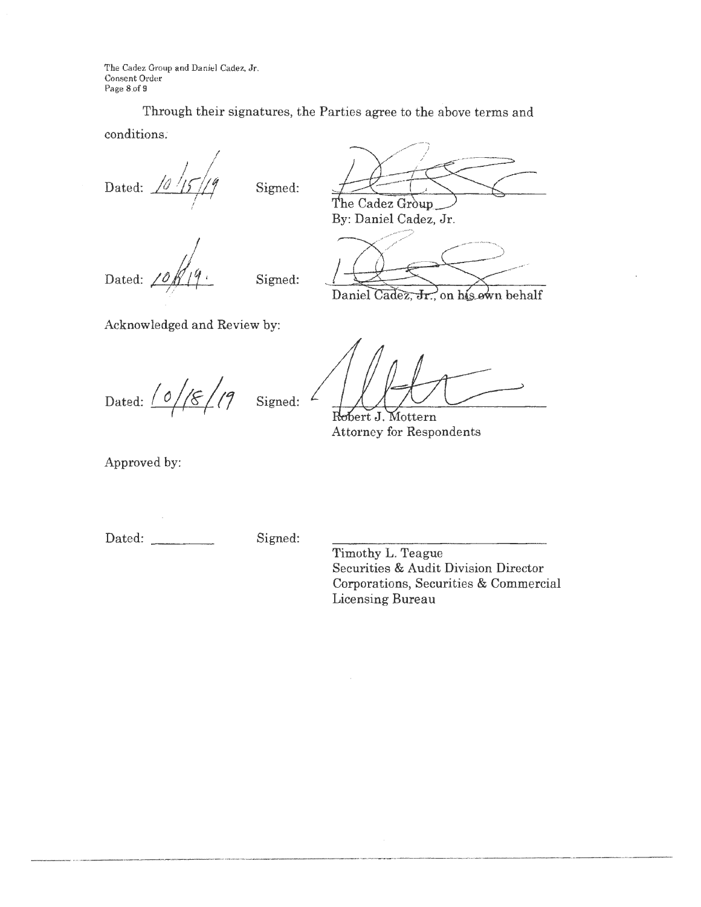Through their signatures, the Parties agree to the above terms and conditions.

Dated: 10/15/19 Signed: ______________________________
The Cadez Group
By: Daniel Cadez, Jr.

Dated: 10/8/19. Signed: ______________________________
Daniel Cadez, Jr., on his own behalf

Acknowledged and Review by:

Dated: 10/18/19 Signed: ______________________________
Robert J. Mottern
Attorney for Respondents

Approved by:

Dated: _________ Signed: ______________________________
Timothy L. Teague
Securities & Audit Division Director
Corporations, Securities & Commercial
Licensing Bureau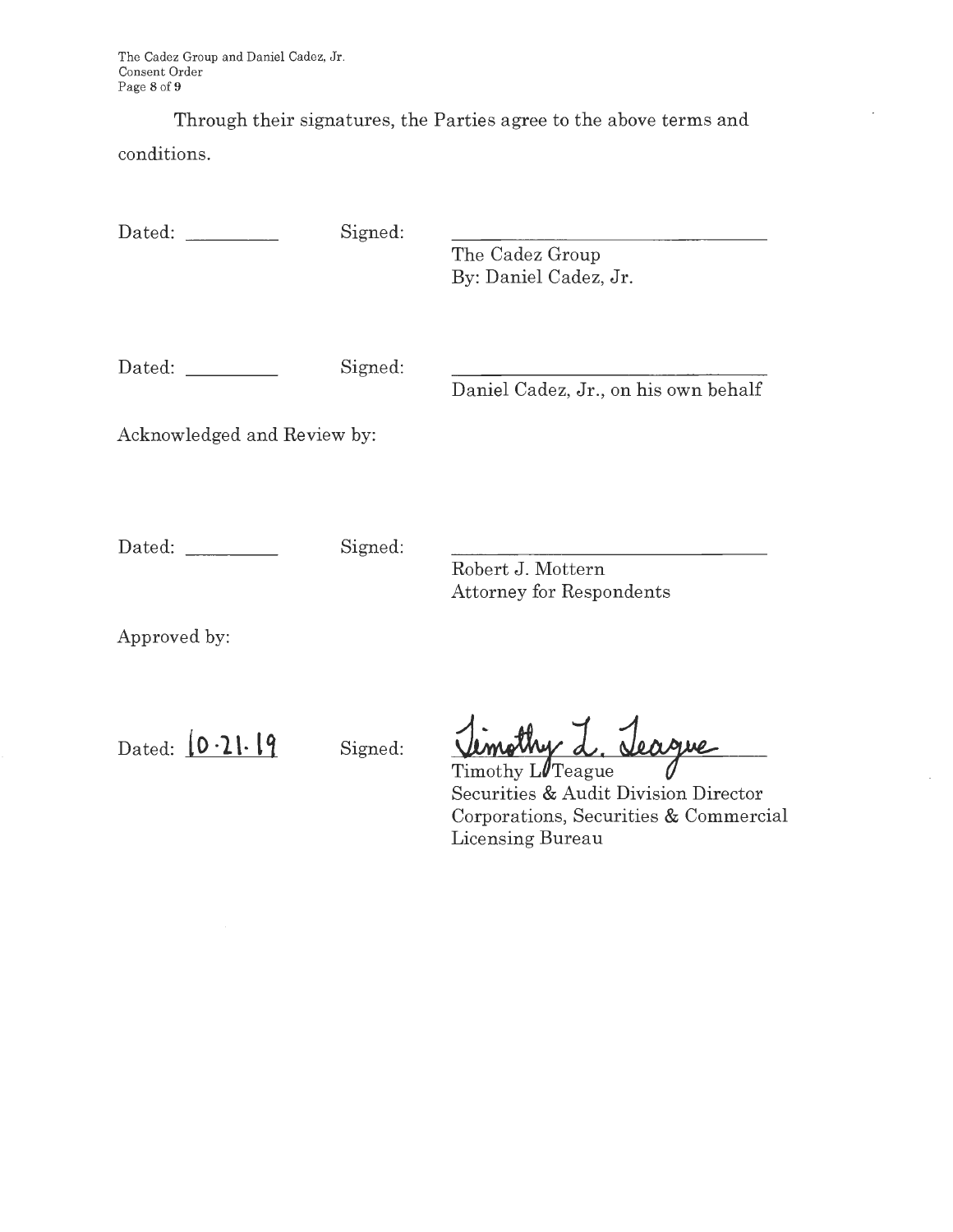Through their signatures, the Parties agree to the above terms and conditions.

Dated: \_\_\_\_\_\_\_\_\_ Signed: \_\_\_\_\_\_\_\_\_\_\_\_\_\_\_\_\_\_\_\_\_\_\_\_\_\_\_\_\_\_
The Cadez Group
By: Daniel Cadez, Jr.

Dated: \_\_\_\_\_\_\_\_\_ Signed: \_\_\_\_\_\_\_\_\_\_\_\_\_\_\_\_\_\_\_\_\_\_\_\_\_\_\_\_\_\_
Daniel Cadez, Jr., on his own behalf

Acknowledged and Review by:

Dated: \_\_\_\_\_\_\_\_\_ Signed: \_\_\_\_\_\_\_\_\_\_\_\_\_\_\_\_\_\_\_\_\_\_\_\_\_\_\_\_\_\_
Robert J. Mottern
Attorney for Respondents

Approved by:

Dated: 10.21.19 Signed: Timothy L. Teague
Timothy L. Teague
Securities & Audit Division Director
Corporations, Securities & Commercial Licensing Bureau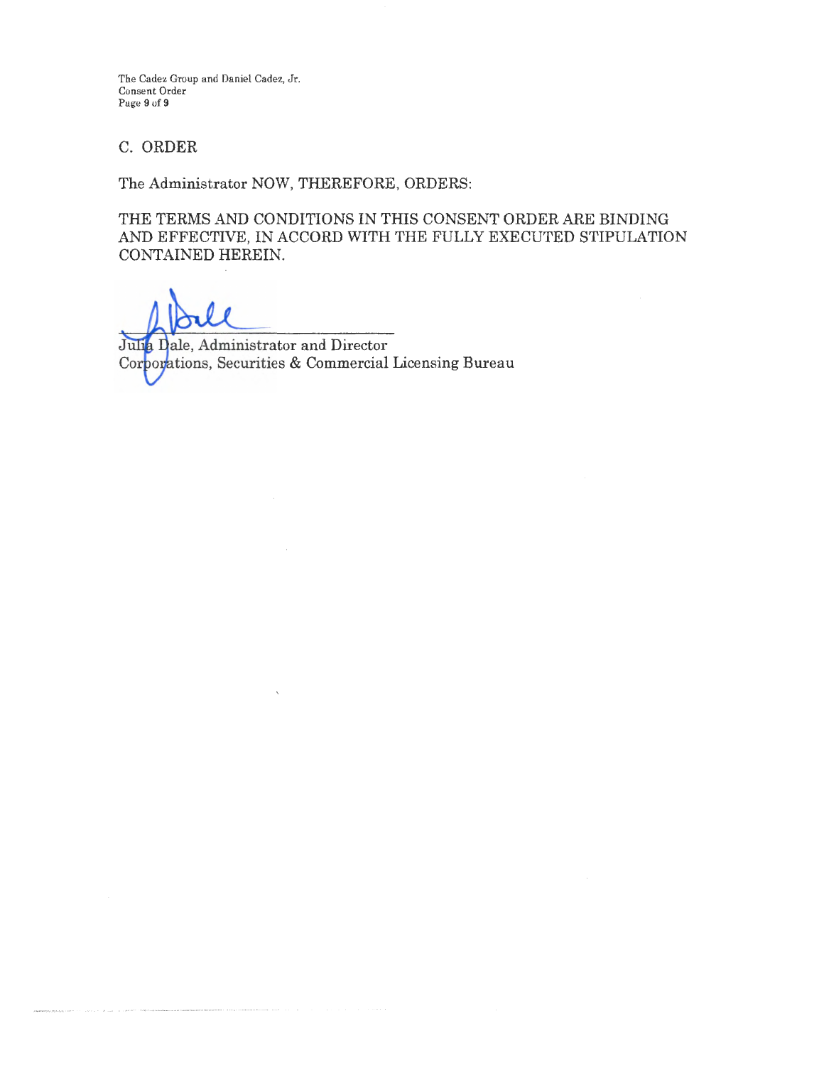## C. ORDER

The Administrator NOW, THEREFORE, ORDERS:

THE TERMS AND CONDITIONS IN THIS CONSENT ORDER ARE BINDING AND EFFECTIVE, IN ACCORD WITH THE FULLY EXECUTED STIPULATION CONTAINED HEREIN.

Julia Dale, Administrator and Director
Corporations, Securities & Commercial Licensing Bureau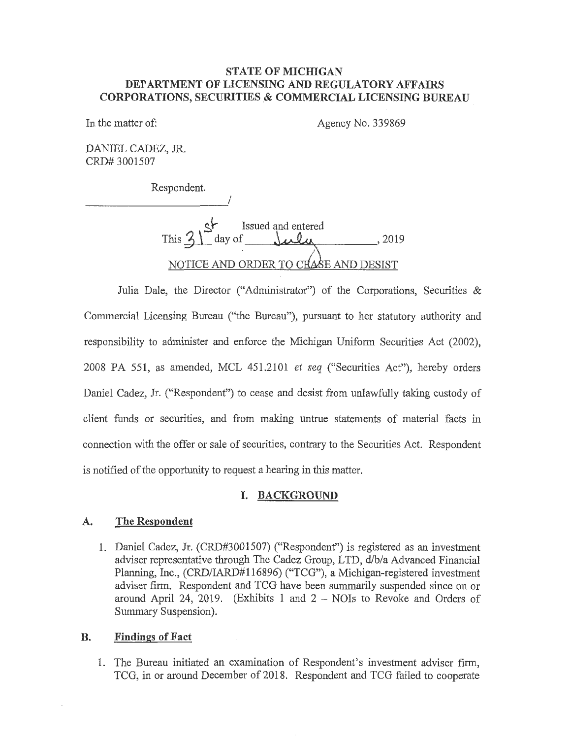**STATE OF MICHIGAN**
**DEPARTMENT OF LICENSING AND REGULATORY AFFAIRS**
**CORPORATIONS, SECURITIES & COMMERCIAL LICENSING BUREAU**

In the matter of: Agency No. 339869

DANIEL CADEZ, JR.
CRD# 3001507

Respondent.
_______________________/

Issued and entered
This 31st day of July, 2019

NOTICE AND ORDER TO CEASE AND DESIST

Julia Dale, the Director ("Administrator") of the Corporations, Securities & Commercial Licensing Bureau ("the Bureau"), pursuant to her statutory authority and responsibility to administer and enforce the Michigan Uniform Securities Act (2002), 2008 PA 551, as amended, MCL 451.2101 *et seq* ("Securities Act"), hereby orders Daniel Cadez, Jr. ("Respondent") to cease and desist from unlawfully taking custody of client funds or securities, and from making untrue statements of material facts in connection with the offer or sale of securities, contrary to the Securities Act. Respondent is notified of the opportunity to request a hearing in this matter.

## I. BACKGROUND

### A. The Respondent

1. Daniel Cadez, Jr. (CRD#3001507) ("Respondent") is registered as an investment adviser representative through The Cadez Group, LTD, d/b/a Advanced Financial Planning, Inc., (CRD/IARD#116896) ("TCG"), a Michigan-registered investment adviser firm. Respondent and TCG have been summarily suspended since on or around April 24, 2019. (Exhibits 1 and 2 – NOIs to Revoke and Orders of Summary Suspension).

### B. Findings of Fact

1. The Bureau initiated an examination of Respondent's investment adviser firm, TCG, in or around December of 2018. Respondent and TCG failed to cooperate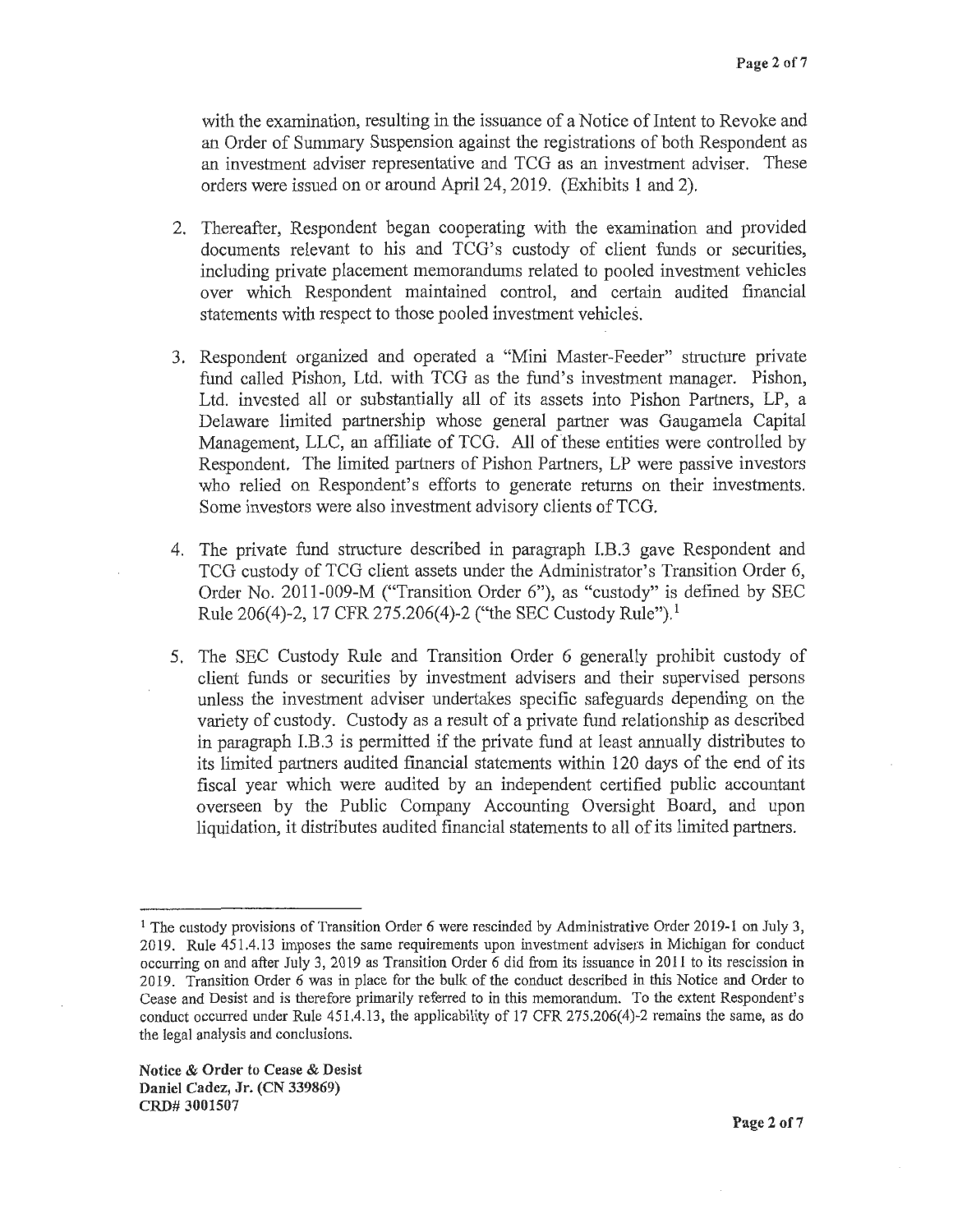with the examination, resulting in the issuance of a Notice of Intent to Revoke and an Order of Summary Suspension against the registrations of both Respondent as an investment adviser representative and TCG as an investment adviser. These orders were issued on or around April 24, 2019. (Exhibits 1 and 2).

2. Thereafter, Respondent began cooperating with the examination and provided documents relevant to his and TCG's custody of client funds or securities, including private placement memorandums related to pooled investment vehicles over which Respondent maintained control, and certain audited financial statements with respect to those pooled investment vehicles.

3. Respondent organized and operated a "Mini Master-Feeder" structure private fund called Pishon, Ltd. with TCG as the fund's investment manager. Pishon, Ltd. invested all or substantially all of its assets into Pishon Partners, LP, a Delaware limited partnership whose general partner was Gaugamela Capital Management, LLC, an affiliate of TCG. All of these entities were controlled by Respondent. The limited partners of Pishon Partners, LP were passive investors who relied on Respondent's efforts to generate returns on their investments. Some investors were also investment advisory clients of TCG.

4. The private fund structure described in paragraph I.B.3 gave Respondent and TCG custody of TCG client assets under the Administrator's Transition Order 6, Order No. 2011-009-M ("Transition Order 6"), as "custody" is defined by SEC Rule 206(4)-2, 17 CFR 275.206(4)-2 ("the SEC Custody Rule").[1]

5. The SEC Custody Rule and Transition Order 6 generally prohibit custody of client funds or securities by investment advisers and their supervised persons unless the investment adviser undertakes specific safeguards depending on the variety of custody. Custody as a result of a private fund relationship as described in paragraph I.B.3 is permitted if the private fund at least annually distributes to its limited partners audited financial statements within 120 days of the end of its fiscal year which were audited by an independent certified public accountant overseen by the Public Company Accounting Oversight Board, and upon liquidation, it distributes audited financial statements to all of its limited partners.

---

[1] The custody provisions of Transition Order 6 were rescinded by Administrative Order 2019-1 on July 3, 2019. Rule 451.4.13 imposes the same requirements upon investment advisers in Michigan for conduct occurring on and after July 3, 2019 as Transition Order 6 did from its issuance in 2011 to its rescission in 2019. Transition Order 6 was in place for the bulk of the conduct described in this Notice and Order to Cease and Desist and is therefore primarily referred to in this memorandum. To the extent Respondent's conduct occurred under Rule 451.4.13, the applicability of 17 CFR 275.206(4)-2 remains the same, as do the legal analysis and conclusions.

**Notice & Order to Cease & Desist**
**Daniel Cadez, Jr. (CN 339869)**
**CRD# 3001507**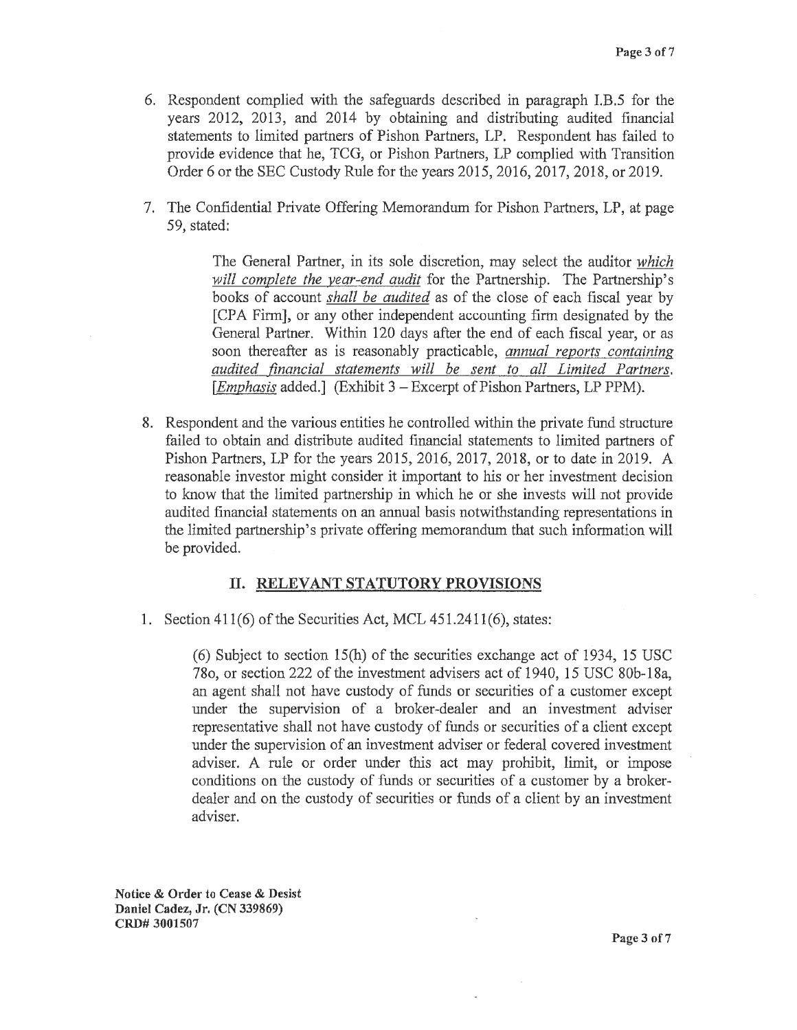6. Respondent complied with the safeguards described in paragraph I.B.5 for the years 2012, 2013, and 2014 by obtaining and distributing audited financial statements to limited partners of Pishon Partners, LP. Respondent has failed to provide evidence that he, TCG, or Pishon Partners, LP complied with Transition Order 6 or the SEC Custody Rule for the years 2015, 2016, 2017, 2018, or 2019.

7. The Confidential Private Offering Memorandum for Pishon Partners, LP, at page 59, stated:

> The General Partner, in its sole discretion, may select the auditor *which will complete the year-end audit* for the Partnership. The Partnership's books of account *shall be audited* as of the close of each fiscal year by [CPA Firm], or any other independent accounting firm designated by the General Partner. Within 120 days after the end of each fiscal year, or as soon thereafter as is reasonably practicable, *annual reports containing audited financial statements will be sent to all Limited Partners*. [*Emphasis* added.] (Exhibit 3 – Excerpt of Pishon Partners, LP PPM).

8. Respondent and the various entities he controlled within the private fund structure failed to obtain and distribute audited financial statements to limited partners of Pishon Partners, LP for the years 2015, 2016, 2017, 2018, or to date in 2019. A reasonable investor might consider it important to his or her investment decision to know that the limited partnership in which he or she invests will not provide audited financial statements on an annual basis notwithstanding representations in the limited partnership's private offering memorandum that such information will be provided.

## II. RELEVANT STATUTORY PROVISIONS

1. Section 411(6) of the Securities Act, MCL 451.2411(6), states:

> (6) Subject to section 15(h) of the securities exchange act of 1934, 15 USC 78o, or section 222 of the investment advisers act of 1940, 15 USC 80b-18a, an agent shall not have custody of funds or securities of a customer except under the supervision of a broker-dealer and an investment adviser representative shall not have custody of funds or securities of a client except under the supervision of an investment adviser or federal covered investment adviser. A rule or order under this act may prohibit, limit, or impose conditions on the custody of funds or securities of a customer by a broker-dealer and on the custody of securities or funds of a client by an investment adviser.

**Notice & Order to Cease & Desist**
**Daniel Cadez, Jr. (CN 339869)**
**CRD# 3001507**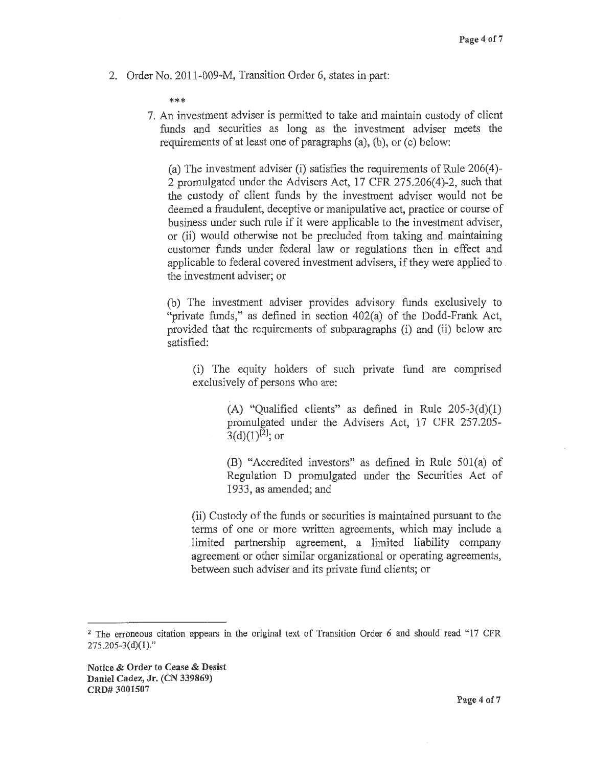2. Order No. 2011-009-M, Transition Order 6, states in part:

   ***

   7. An investment adviser is permitted to take and maintain custody of client funds and securities as long as the investment adviser meets the requirements of at least one of paragraphs (a), (b), or (c) below:

      (a) The investment adviser (i) satisfies the requirements of Rule 206(4)-2 promulgated under the Advisers Act, 17 CFR 275.206(4)-2, such that the custody of client funds by the investment adviser would not be deemed a fraudulent, deceptive or manipulative act, practice or course of business under such rule if it were applicable to the investment adviser, or (ii) would otherwise not be precluded from taking and maintaining customer funds under federal law or regulations then in effect and applicable to federal covered investment advisers, if they were applied to the investment adviser; or

      (b) The investment adviser provides advisory funds exclusively to "private funds," as defined in section 402(a) of the Dodd-Frank Act, provided that the requirements of subparagraphs (i) and (ii) below are satisfied:

         (i) The equity holders of such private fund are comprised exclusively of persons who are:

            (A) "Qualified clients" as defined in Rule 205-3(d)(1) promulgated under the Advisers Act, 17 CFR 257.205-3(d)(1)[2]; or

            (B) "Accredited investors" as defined in Rule 501(a) of Regulation D promulgated under the Securities Act of 1933, as amended; and

         (ii) Custody of the funds or securities is maintained pursuant to the terms of one or more written agreements, which may include a limited partnership agreement, a limited liability company agreement or other similar organizational or operating agreements, between such adviser and its private fund clients; or

---

[2] The erroneous citation appears in the original text of Transition Order 6 and should read "17 CFR 275.205-3(d)(1)."

**Notice & Order to Cease & Desist**
**Daniel Cadez, Jr. (CN 339869)**
**CRD# 3001507**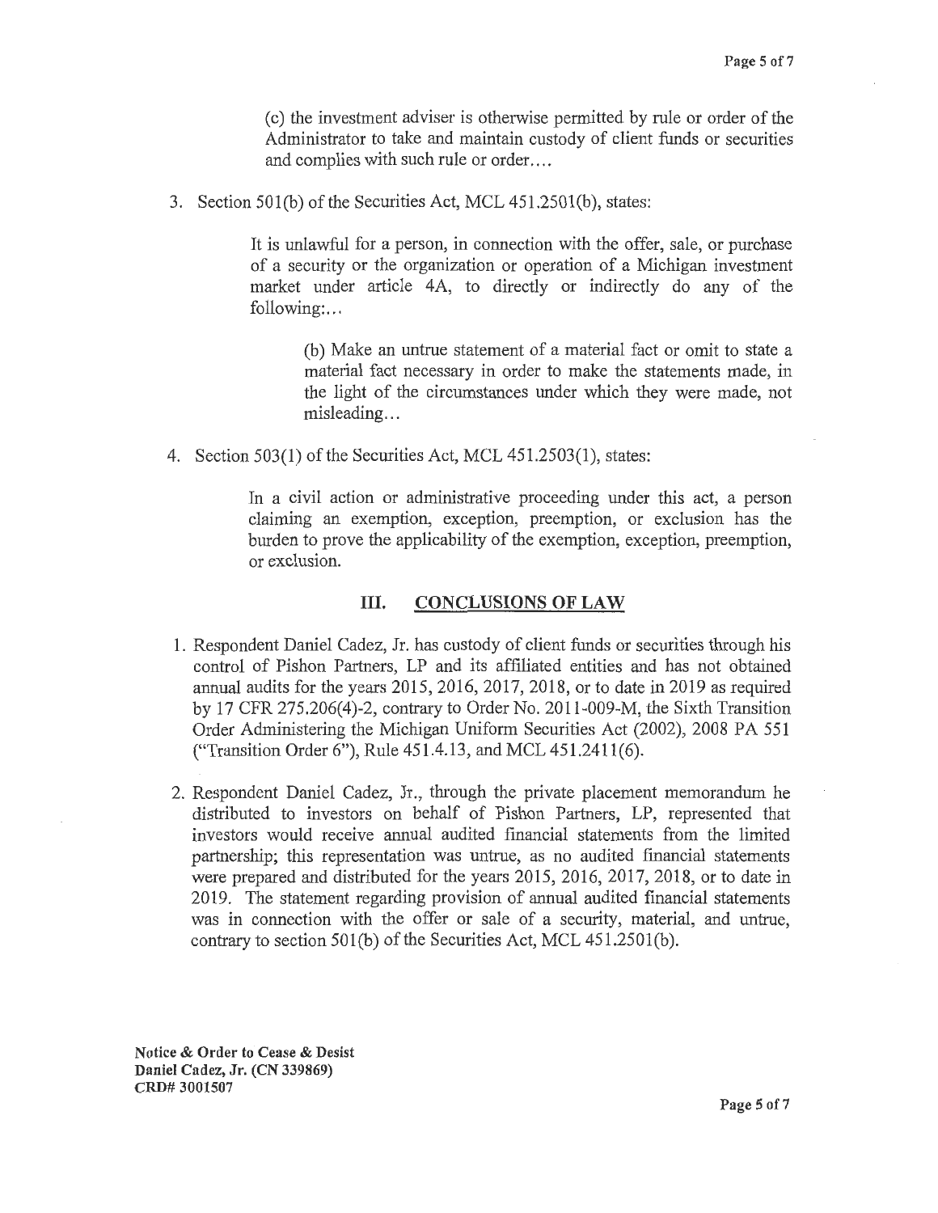> (c) the investment adviser is otherwise permitted by rule or order of the Administrator to take and maintain custody of client funds or securities and complies with such rule or order....

3. Section 501(b) of the Securities Act, MCL 451.2501(b), states:

> It is unlawful for a person, in connection with the offer, sale, or purchase of a security or the organization or operation of a Michigan investment market under article 4A, to directly or indirectly do any of the following:...
>
> > (b) Make an untrue statement of a material fact or omit to state a material fact necessary in order to make the statements made, in the light of the circumstances under which they were made, not misleading...

4. Section 503(1) of the Securities Act, MCL 451.2503(1), states:

> In a civil action or administrative proceeding under this act, a person claiming an exemption, exception, preemption, or exclusion has the burden to prove the applicability of the exemption, exception, preemption, or exclusion.

## III. CONCLUSIONS OF LAW

1. Respondent Daniel Cadez, Jr. has custody of client funds or securities through his control of Pishon Partners, LP and its affiliated entities and has not obtained annual audits for the years 2015, 2016, 2017, 2018, or to date in 2019 as required by 17 CFR 275.206(4)-2, contrary to Order No. 2011-009-M, the Sixth Transition Order Administering the Michigan Uniform Securities Act (2002), 2008 PA 551 ("Transition Order 6"), Rule 451.4.13, and MCL 451.2411(6).

2. Respondent Daniel Cadez, Jr., through the private placement memorandum he distributed to investors on behalf of Pishon Partners, LP, represented that investors would receive annual audited financial statements from the limited partnership; this representation was untrue, as no audited financial statements were prepared and distributed for the years 2015, 2016, 2017, 2018, or to date in 2019. The statement regarding provision of annual audited financial statements was in connection with the offer or sale of a security, material, and untrue, contrary to section 501(b) of the Securities Act, MCL 451.2501(b).

**Notice & Order to Cease & Desist**
**Daniel Cadez, Jr. (CN 339869)**
**CRD# 3001507**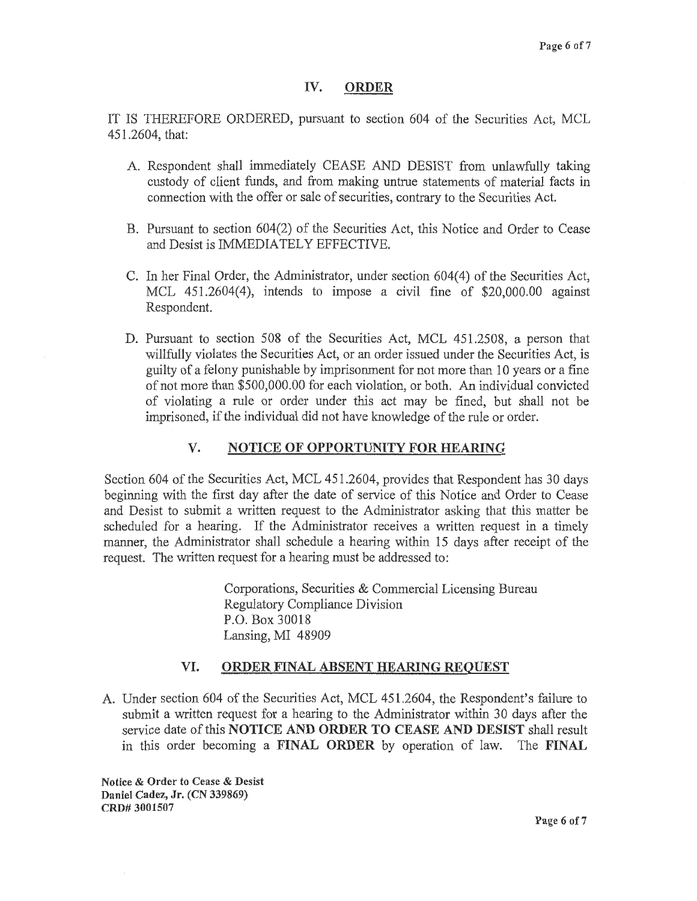## IV. ORDER

IT IS THEREFORE ORDERED, pursuant to section 604 of the Securities Act, MCL 451.2604, that:

A. Respondent shall immediately CEASE AND DESIST from unlawfully taking custody of client funds, and from making untrue statements of material facts in connection with the offer or sale of securities, contrary to the Securities Act.

B. Pursuant to section 604(2) of the Securities Act, this Notice and Order to Cease and Desist is IMMEDIATELY EFFECTIVE.

C. In her Final Order, the Administrator, under section 604(4) of the Securities Act, MCL 451.2604(4), intends to impose a civil fine of $20,000.00 against Respondent.

D. Pursuant to section 508 of the Securities Act, MCL 451.2508, a person that willfully violates the Securities Act, or an order issued under the Securities Act, is guilty of a felony punishable by imprisonment for not more than 10 years or a fine of not more than $500,000.00 for each violation, or both. An individual convicted of violating a rule or order under this act may be fined, but shall not be imprisoned, if the individual did not have knowledge of the rule or order.

## V. NOTICE OF OPPORTUNITY FOR HEARING

Section 604 of the Securities Act, MCL 451.2604, provides that Respondent has 30 days beginning with the first day after the date of service of this Notice and Order to Cease and Desist to submit a written request to the Administrator asking that this matter be scheduled for a hearing. If the Administrator receives a written request in a timely manner, the Administrator shall schedule a hearing within 15 days after receipt of the request. The written request for a hearing must be addressed to:

Corporations, Securities & Commercial Licensing Bureau
Regulatory Compliance Division
P.O. Box 30018
Lansing, MI 48909

## VI. ORDER FINAL ABSENT HEARING REQUEST

A. Under section 604 of the Securities Act, MCL 451.2604, the Respondent's failure to submit a written request for a hearing to the Administrator within 30 days after the service date of this **NOTICE AND ORDER TO CEASE AND DESIST** shall result in this order becoming a **FINAL ORDER** by operation of law. The **FINAL**

**Notice & Order to Cease & Desist**
**Daniel Cadez, Jr. (CN 339869)**
**CRD# 3001507**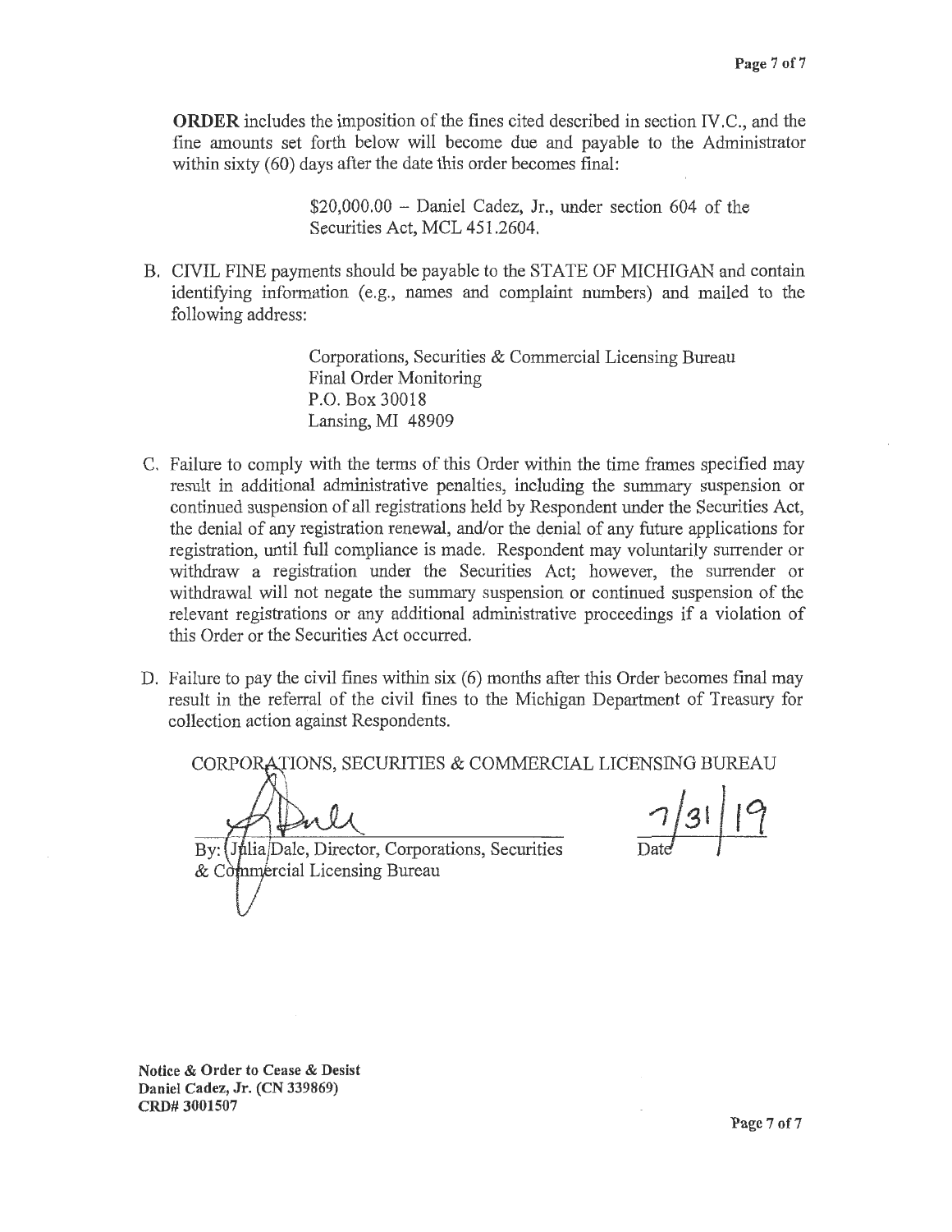**ORDER** includes the imposition of the fines cited described in section IV.C., and the fine amounts set forth below will become due and payable to the Administrator within sixty (60) days after the date this order becomes final:

> $20,000.00 – Daniel Cadez, Jr., under section 604 of the Securities Act, MCL 451.2604.

B. CIVIL FINE payments should be payable to the STATE OF MICHIGAN and contain identifying information (e.g., names and complaint numbers) and mailed to the following address:

> Corporations, Securities & Commercial Licensing Bureau
> Final Order Monitoring
> P.O. Box 30018
> Lansing, MI 48909

C. Failure to comply with the terms of this Order within the time frames specified may result in additional administrative penalties, including the summary suspension or continued suspension of all registrations held by Respondent under the Securities Act, the denial of any registration renewal, and/or the denial of any future applications for registration, until full compliance is made. Respondent may voluntarily surrender or withdraw a registration under the Securities Act; however, the surrender or withdrawal will not negate the summary suspension or continued suspension of the relevant registrations or any additional administrative proceedings if a violation of this Order or the Securities Act occurred.

D. Failure to pay the civil fines within six (6) months after this Order becomes final may result in the referral of the civil fines to the Michigan Department of Treasury for collection action against Respondents.

CORPORATIONS, SECURITIES & COMMERCIAL LICENSING BUREAU

By: Julia Dale, Director, Corporations, Securities & Commercial Licensing Bureau

7/31/19
Date

**Notice & Order to Cease & Desist**
**Daniel Cadez, Jr. (CN 339869)**
**CRD# 3001507**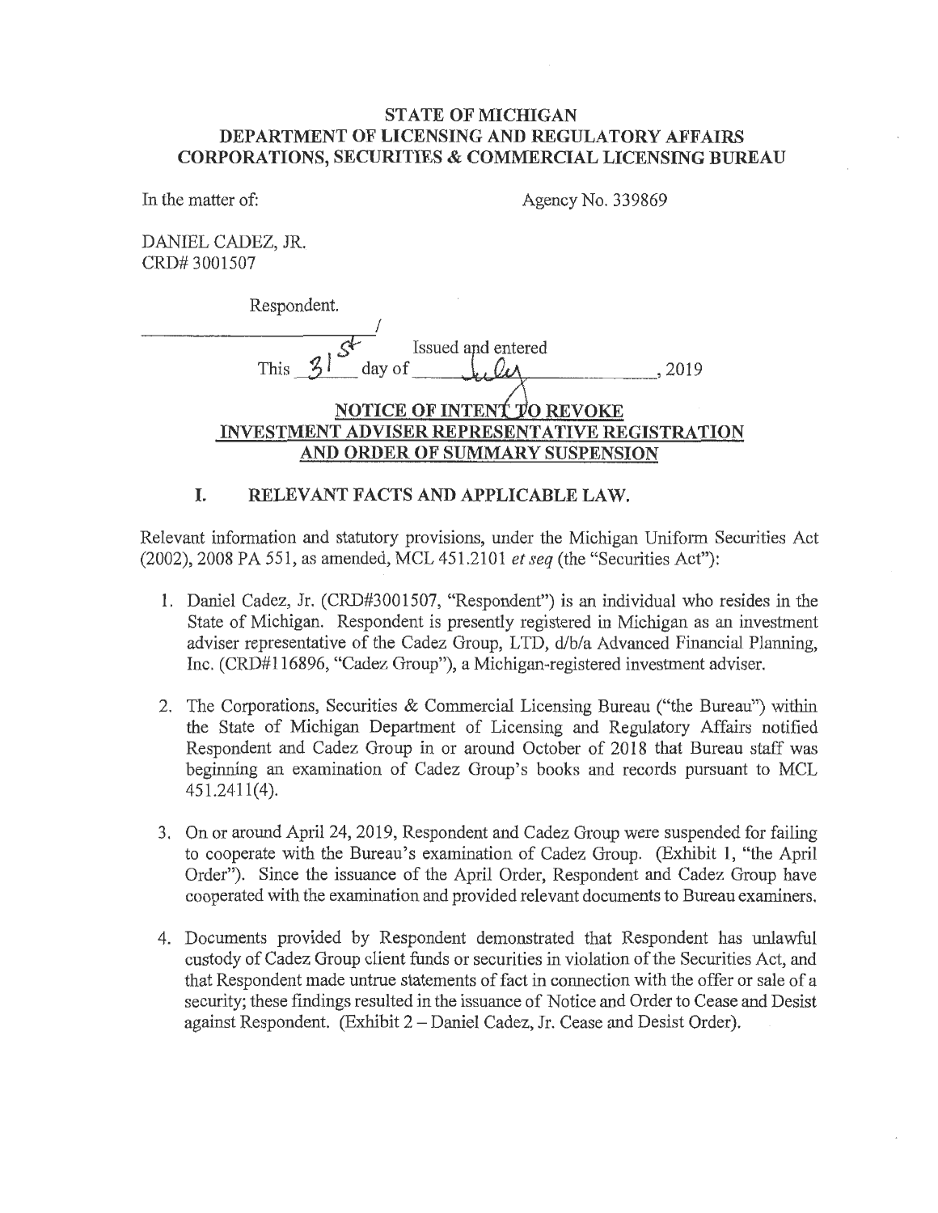**STATE OF MICHIGAN**
**DEPARTMENT OF LICENSING AND REGULATORY AFFAIRS**
**CORPORATIONS, SECURITIES & COMMERCIAL LICENSING BUREAU**

In the matter of: Agency No. 339869

DANIEL CADEZ, JR.
CRD# 3001507

Respondent.
______________________/

Issued and entered
This 31st day of July, 2019

**NOTICE OF INTENT TO REVOKE**
**INVESTMENT ADVISER REPRESENTATIVE REGISTRATION**
**AND ORDER OF SUMMARY SUSPENSION**

## I. RELEVANT FACTS AND APPLICABLE LAW.

Relevant information and statutory provisions, under the Michigan Uniform Securities Act (2002), 2008 PA 551, as amended, MCL 451.2101 *et seq* (the "Securities Act"):

1. Daniel Cadez, Jr. (CRD#3001507, "Respondent") is an individual who resides in the State of Michigan. Respondent is presently registered in Michigan as an investment adviser representative of the Cadez Group, LTD, d/b/a Advanced Financial Planning, Inc. (CRD#116896, "Cadez Group"), a Michigan-registered investment adviser.

2. The Corporations, Securities & Commercial Licensing Bureau ("the Bureau") within the State of Michigan Department of Licensing and Regulatory Affairs notified Respondent and Cadez Group in or around October of 2018 that Bureau staff was beginning an examination of Cadez Group's books and records pursuant to MCL 451.2411(4).

3. On or around April 24, 2019, Respondent and Cadez Group were suspended for failing to cooperate with the Bureau's examination of Cadez Group. (Exhibit 1, "the April Order"). Since the issuance of the April Order, Respondent and Cadez Group have cooperated with the examination and provided relevant documents to Bureau examiners.

4. Documents provided by Respondent demonstrated that Respondent has unlawful custody of Cadez Group client funds or securities in violation of the Securities Act, and that Respondent made untrue statements of fact in connection with the offer or sale of a security; these findings resulted in the issuance of Notice and Order to Cease and Desist against Respondent. (Exhibit 2 – Daniel Cadez, Jr. Cease and Desist Order).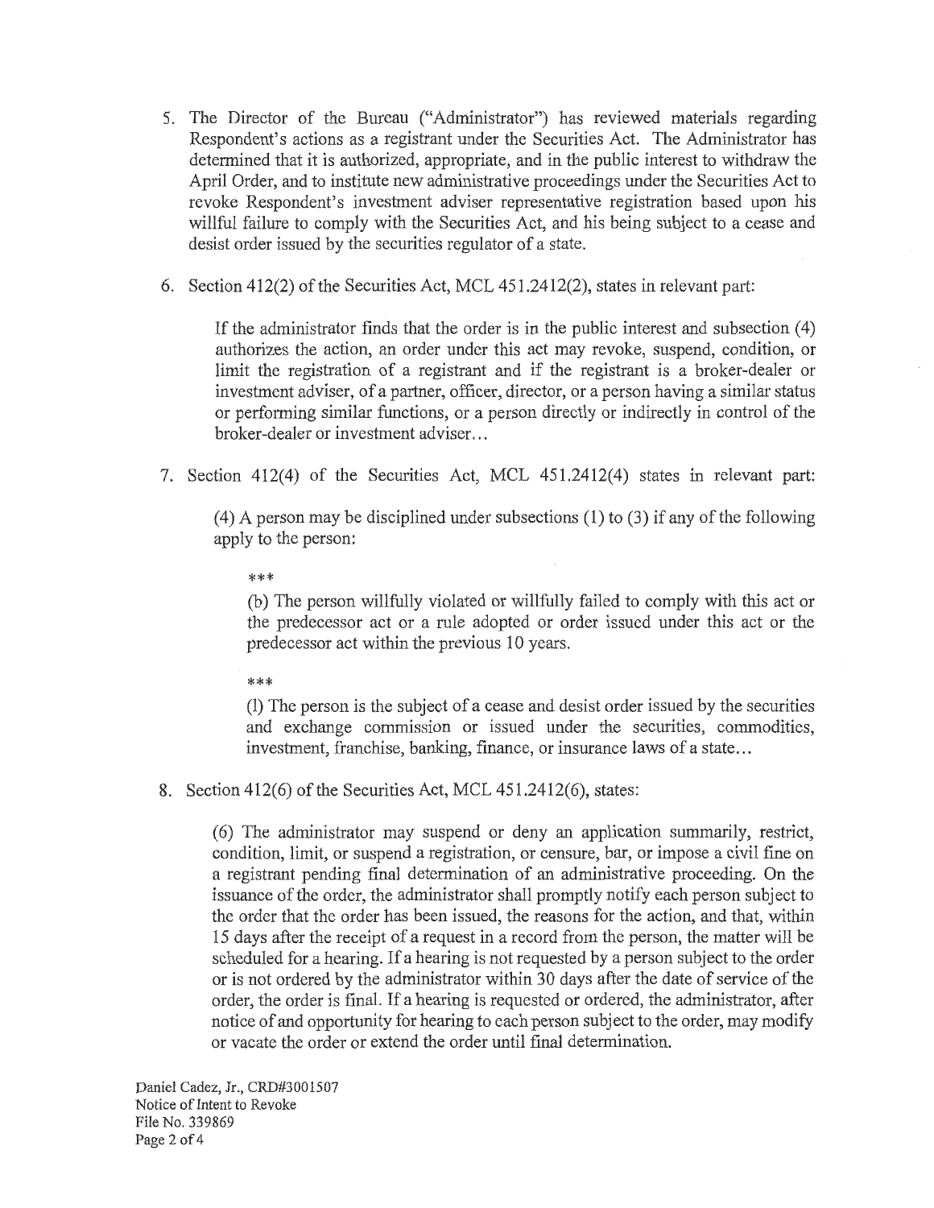5. The Director of the Bureau ("Administrator") has reviewed materials regarding Respondent's actions as a registrant under the Securities Act. The Administrator has determined that it is authorized, appropriate, and in the public interest to withdraw the April Order, and to institute new administrative proceedings under the Securities Act to revoke Respondent's investment adviser representative registration based upon his willful failure to comply with the Securities Act, and his being subject to a cease and desist order issued by the securities regulator of a state.

6. Section 412(2) of the Securities Act, MCL 451.2412(2), states in relevant part:

   > If the administrator finds that the order is in the public interest and subsection (4) authorizes the action, an order under this act may revoke, suspend, condition, or limit the registration of a registrant and if the registrant is a broker-dealer or investment adviser, of a partner, officer, director, or a person having a similar status or performing similar functions, or a person directly or indirectly in control of the broker-dealer or investment adviser...

7. Section 412(4) of the Securities Act, MCL 451.2412(4) states in relevant part:

   > (4) A person may be disciplined under subsections (1) to (3) if any of the following apply to the person:
   >
   > ***
   >
   > (b) The person willfully violated or willfully failed to comply with this act or the predecessor act or a rule adopted or order issued under this act or the predecessor act within the previous 10 years.
   >
   > ***
   >
   > (l) The person is the subject of a cease and desist order issued by the securities and exchange commission or issued under the securities, commodities, investment, franchise, banking, finance, or insurance laws of a state...

8. Section 412(6) of the Securities Act, MCL 451.2412(6), states:

   > (6) The administrator may suspend or deny an application summarily, restrict, condition, limit, or suspend a registration, or censure, bar, or impose a civil fine on a registrant pending final determination of an administrative proceeding. On the issuance of the order, the administrator shall promptly notify each person subject to the order that the order has been issued, the reasons for the action, and that, within 15 days after the receipt of a request in a record from the person, the matter will be scheduled for a hearing. If a hearing is not requested by a person subject to the order or is not ordered by the administrator within 30 days after the date of service of the order, the order is final. If a hearing is requested or ordered, the administrator, after notice of and opportunity for hearing to each person subject to the order, may modify or vacate the order or extend the order until final determination.

Daniel Cadez, Jr., CRD#3001507
Notice of Intent to Revoke
File No. 339869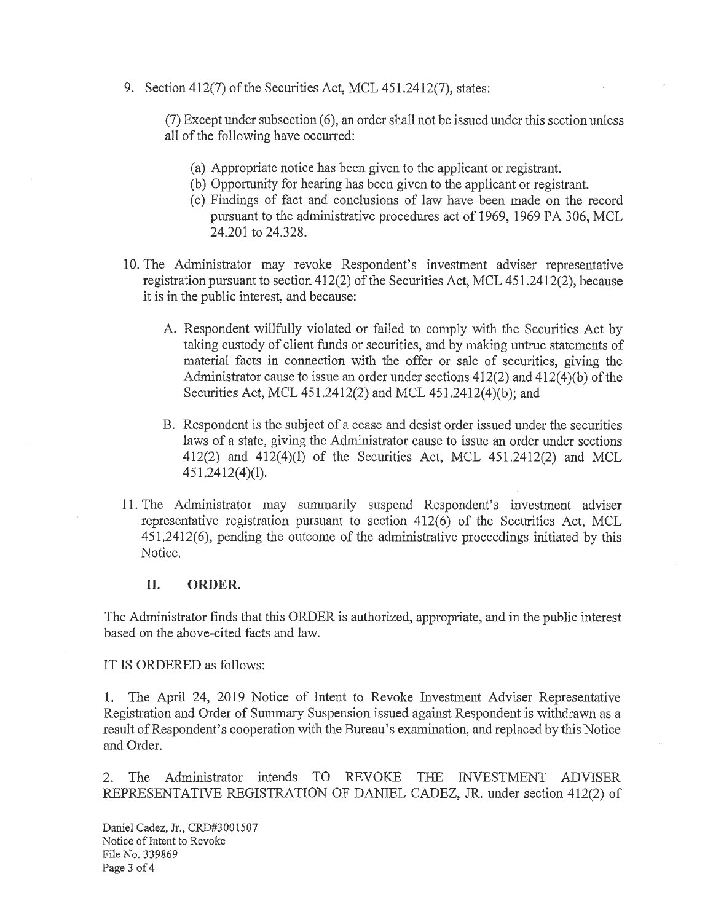9. Section 412(7) of the Securities Act, MCL 451.2412(7), states:

   (7) Except under subsection (6), an order shall not be issued under this section unless all of the following have occurred:

   (a) Appropriate notice has been given to the applicant or registrant.
   (b) Opportunity for hearing has been given to the applicant or registrant.
   (c) Findings of fact and conclusions of law have been made on the record pursuant to the administrative procedures act of 1969, 1969 PA 306, MCL 24.201 to 24.328.

10. The Administrator may revoke Respondent's investment adviser representative registration pursuant to section 412(2) of the Securities Act, MCL 451.2412(2), because it is in the public interest, and because:

    A. Respondent willfully violated or failed to comply with the Securities Act by taking custody of client funds or securities, and by making untrue statements of material facts in connection with the offer or sale of securities, giving the Administrator cause to issue an order under sections 412(2) and 412(4)(b) of the Securities Act, MCL 451.2412(2) and MCL 451.2412(4)(b); and

    B. Respondent is the subject of a cease and desist order issued under the securities laws of a state, giving the Administrator cause to issue an order under sections 412(2) and 412(4)(l) of the Securities Act, MCL 451.2412(2) and MCL 451.2412(4)(l).

11. The Administrator may summarily suspend Respondent's investment adviser representative registration pursuant to section 412(6) of the Securities Act, MCL 451.2412(6), pending the outcome of the administrative proceedings initiated by this Notice.

## II. ORDER.

The Administrator finds that this ORDER is authorized, appropriate, and in the public interest based on the above-cited facts and law.

IT IS ORDERED as follows:

1. The April 24, 2019 Notice of Intent to Revoke Investment Adviser Representative Registration and Order of Summary Suspension issued against Respondent is withdrawn as a result of Respondent's cooperation with the Bureau's examination, and replaced by this Notice and Order.

2. The Administrator intends TO REVOKE THE INVESTMENT ADVISER REPRESENTATIVE REGISTRATION OF DANIEL CADEZ, JR. under section 412(2) of

Daniel Cadez, Jr., CRD#3001507
Notice of Intent to Revoke
File No. 339869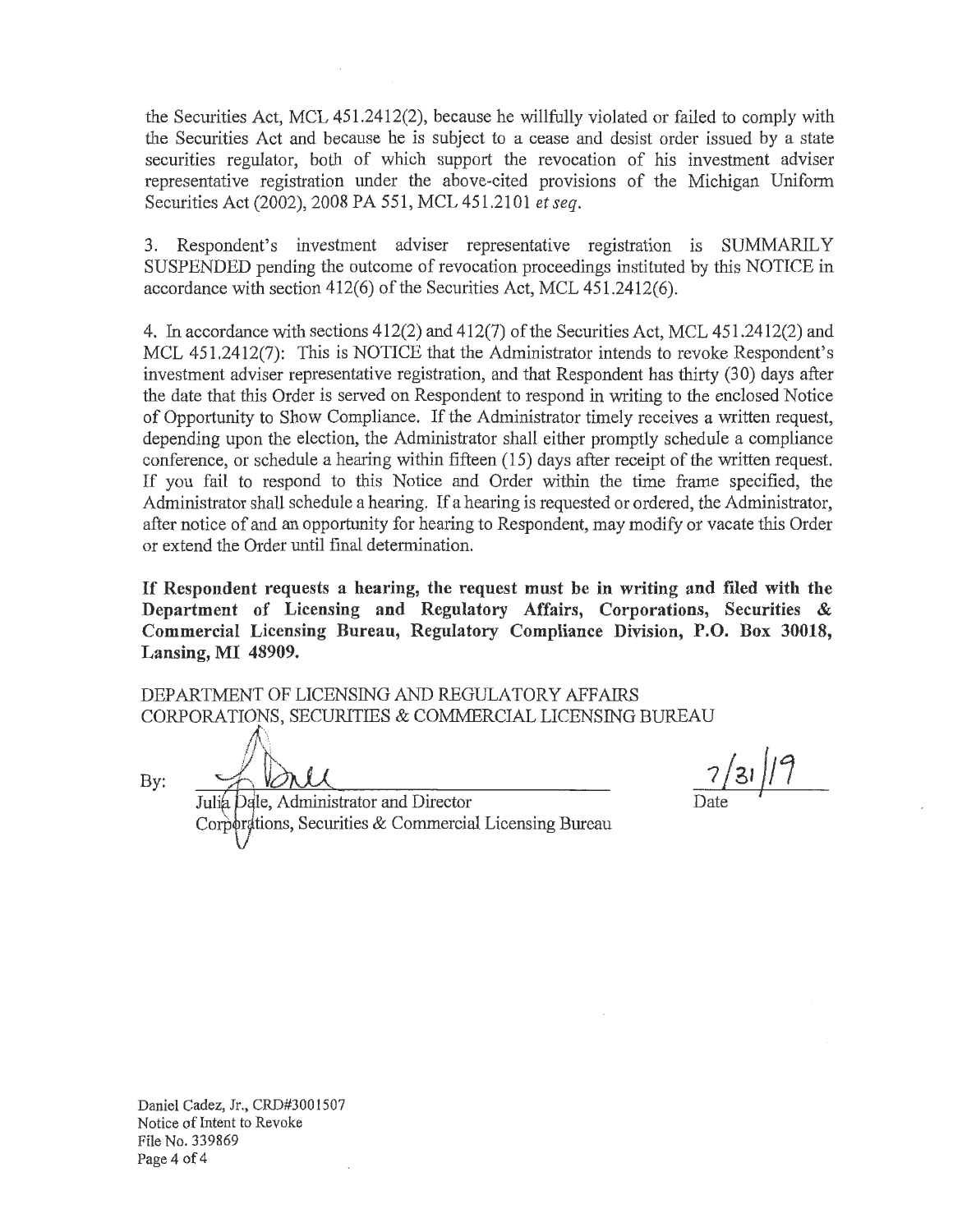the Securities Act, MCL 451.2412(2), because he willfully violated or failed to comply with the Securities Act and because he is subject to a cease and desist order issued by a state securities regulator, both of which support the revocation of his investment adviser representative registration under the above-cited provisions of the Michigan Uniform Securities Act (2002), 2008 PA 551, MCL 451.2101 *et seq*.

3. Respondent's investment adviser representative registration is SUMMARILY SUSPENDED pending the outcome of revocation proceedings instituted by this NOTICE in accordance with section 412(6) of the Securities Act, MCL 451.2412(6).

4. In accordance with sections 412(2) and 412(7) of the Securities Act, MCL 451.2412(2) and MCL 451.2412(7): This is NOTICE that the Administrator intends to revoke Respondent's investment adviser representative registration, and that Respondent has thirty (30) days after the date that this Order is served on Respondent to respond in writing to the enclosed Notice of Opportunity to Show Compliance. If the Administrator timely receives a written request, depending upon the election, the Administrator shall either promptly schedule a compliance conference, or schedule a hearing within fifteen (15) days after receipt of the written request. If you fail to respond to this Notice and Order within the time frame specified, the Administrator shall schedule a hearing. If a hearing is requested or ordered, the Administrator, after notice of and an opportunity for hearing to Respondent, may modify or vacate this Order or extend the Order until final determination.

**If Respondent requests a hearing, the request must be in writing and filed with the Department of Licensing and Regulatory Affairs, Corporations, Securities & Commercial Licensing Bureau, Regulatory Compliance Division, P.O. Box 30018, Lansing, MI 48909.**

DEPARTMENT OF LICENSING AND REGULATORY AFFAIRS
CORPORATIONS, SECURITIES & COMMERCIAL LICENSING BUREAU

By: ______________________________ 7/31/19

Julia Dale, Administrator and Director
Corporations, Securities & Commercial Licensing Bureau

Date

Daniel Cadez, Jr., CRD#3001507
Notice of Intent to Revoke
File No. 339869
Page 4 of 4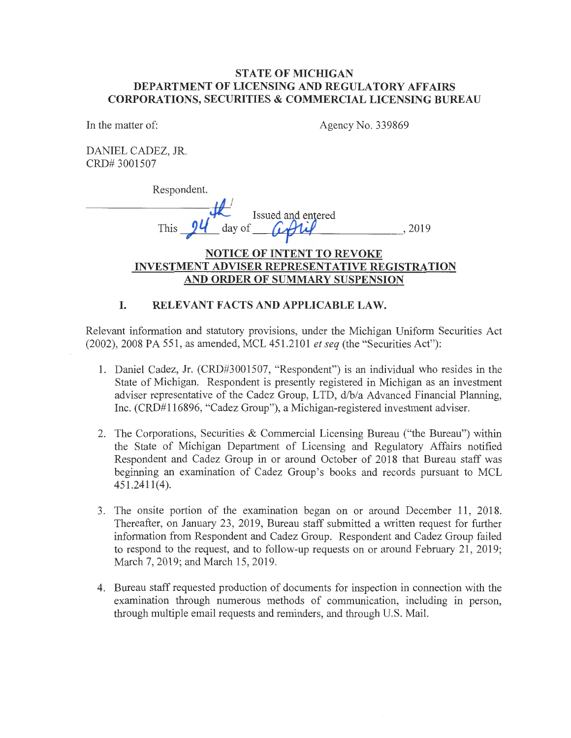**STATE OF MICHIGAN**
**DEPARTMENT OF LICENSING AND REGULATORY AFFAIRS**
**CORPORATIONS, SECURITIES & COMMERCIAL LICENSING BUREAU**

In the matter of: Agency No. 339869

DANIEL CADEZ, JR.
CRD# 3001507

Respondent.

Issued and entered
This 24th day of April, 2019

**NOTICE OF INTENT TO REVOKE INVESTMENT ADVISER REPRESENTATIVE REGISTRATION AND ORDER OF SUMMARY SUSPENSION**

## I. RELEVANT FACTS AND APPLICABLE LAW.

Relevant information and statutory provisions, under the Michigan Uniform Securities Act (2002), 2008 PA 551, as amended, MCL 451.2101 *et seq* (the "Securities Act"):

1. Daniel Cadez, Jr. (CRD#3001507, "Respondent") is an individual who resides in the State of Michigan. Respondent is presently registered in Michigan as an investment adviser representative of the Cadez Group, LTD, d/b/a Advanced Financial Planning, Inc. (CRD#116896, "Cadez Group"), a Michigan-registered investment adviser.

2. The Corporations, Securities & Commercial Licensing Bureau ("the Bureau") within the State of Michigan Department of Licensing and Regulatory Affairs notified Respondent and Cadez Group in or around October of 2018 that Bureau staff was beginning an examination of Cadez Group's books and records pursuant to MCL 451.2411(4).

3. The onsite portion of the examination began on or around December 11, 2018. Thereafter, on January 23, 2019, Bureau staff submitted a written request for further information from Respondent and Cadez Group. Respondent and Cadez Group failed to respond to the request, and to follow-up requests on or around February 21, 2019; March 7, 2019; and March 15, 2019.

4. Bureau staff requested production of documents for inspection in connection with the examination through numerous methods of communication, including in person, through multiple email requests and reminders, and through U.S. Mail.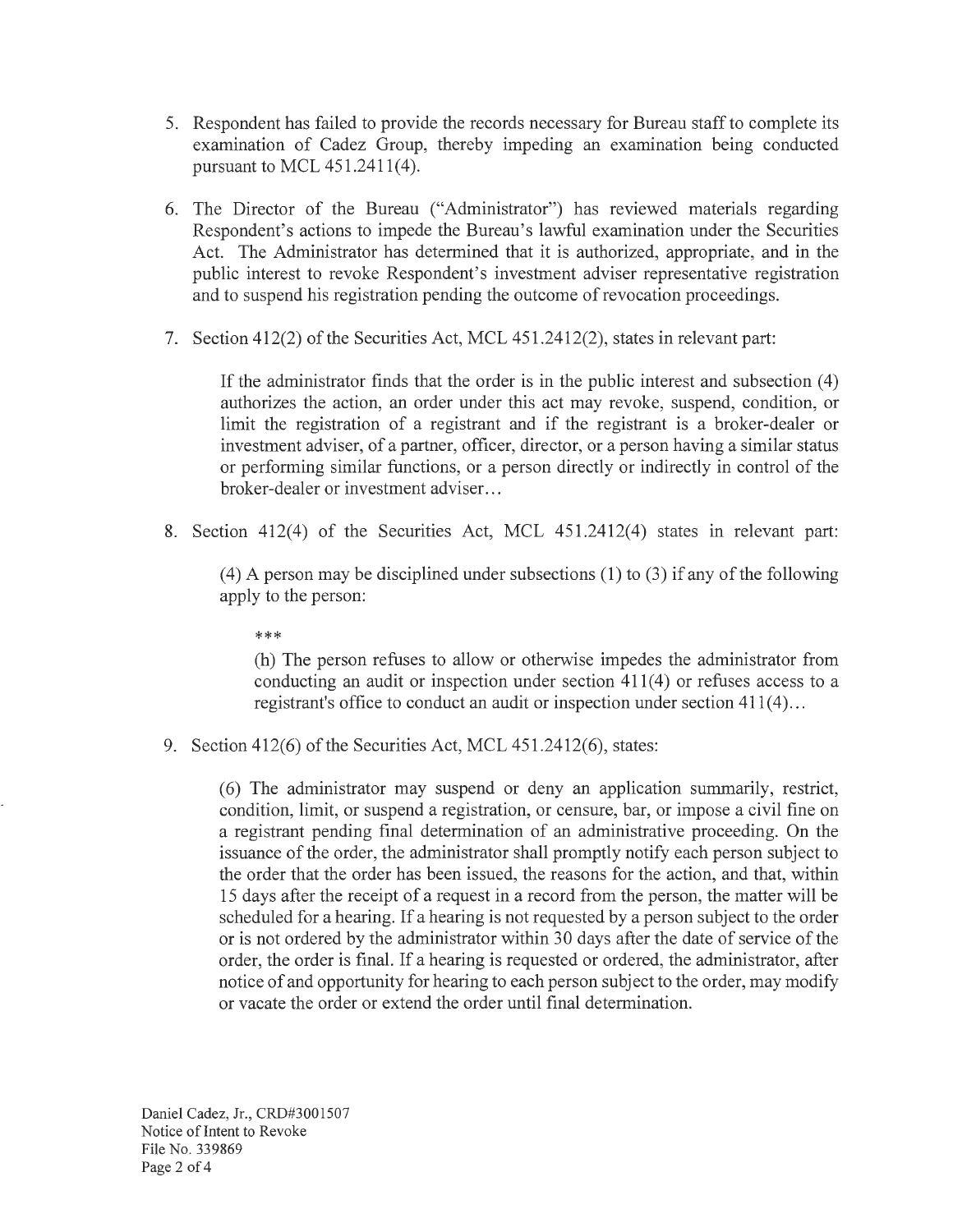5. Respondent has failed to provide the records necessary for Bureau staff to complete its examination of Cadez Group, thereby impeding an examination being conducted pursuant to MCL 451.2411(4).

6. The Director of the Bureau ("Administrator") has reviewed materials regarding Respondent's actions to impede the Bureau's lawful examination under the Securities Act. The Administrator has determined that it is authorized, appropriate, and in the public interest to revoke Respondent's investment adviser representative registration and to suspend his registration pending the outcome of revocation proceedings.

7. Section 412(2) of the Securities Act, MCL 451.2412(2), states in relevant part:

   If the administrator finds that the order is in the public interest and subsection (4) authorizes the action, an order under this act may revoke, suspend, condition, or limit the registration of a registrant and if the registrant is a broker-dealer or investment adviser, of a partner, officer, director, or a person having a similar status or performing similar functions, or a person directly or indirectly in control of the broker-dealer or investment adviser...

8. Section 412(4) of the Securities Act, MCL 451.2412(4) states in relevant part:

   (4) A person may be disciplined under subsections (1) to (3) if any of the following apply to the person:

   ***

   (h) The person refuses to allow or otherwise impedes the administrator from conducting an audit or inspection under section 411(4) or refuses access to a registrant's office to conduct an audit or inspection under section 411(4)...

9. Section 412(6) of the Securities Act, MCL 451.2412(6), states:

   (6) The administrator may suspend or deny an application summarily, restrict, condition, limit, or suspend a registration, or censure, bar, or impose a civil fine on a registrant pending final determination of an administrative proceeding. On the issuance of the order, the administrator shall promptly notify each person subject to the order that the order has been issued, the reasons for the action, and that, within 15 days after the receipt of a request in a record from the person, the matter will be scheduled for a hearing. If a hearing is not requested by a person subject to the order or is not ordered by the administrator within 30 days after the date of service of the order, the order is final. If a hearing is requested or ordered, the administrator, after notice of and opportunity for hearing to each person subject to the order, may modify or vacate the order or extend the order until final determination.

Daniel Cadez, Jr., CRD#3001507
Notice of Intent to Revoke
File No. 339869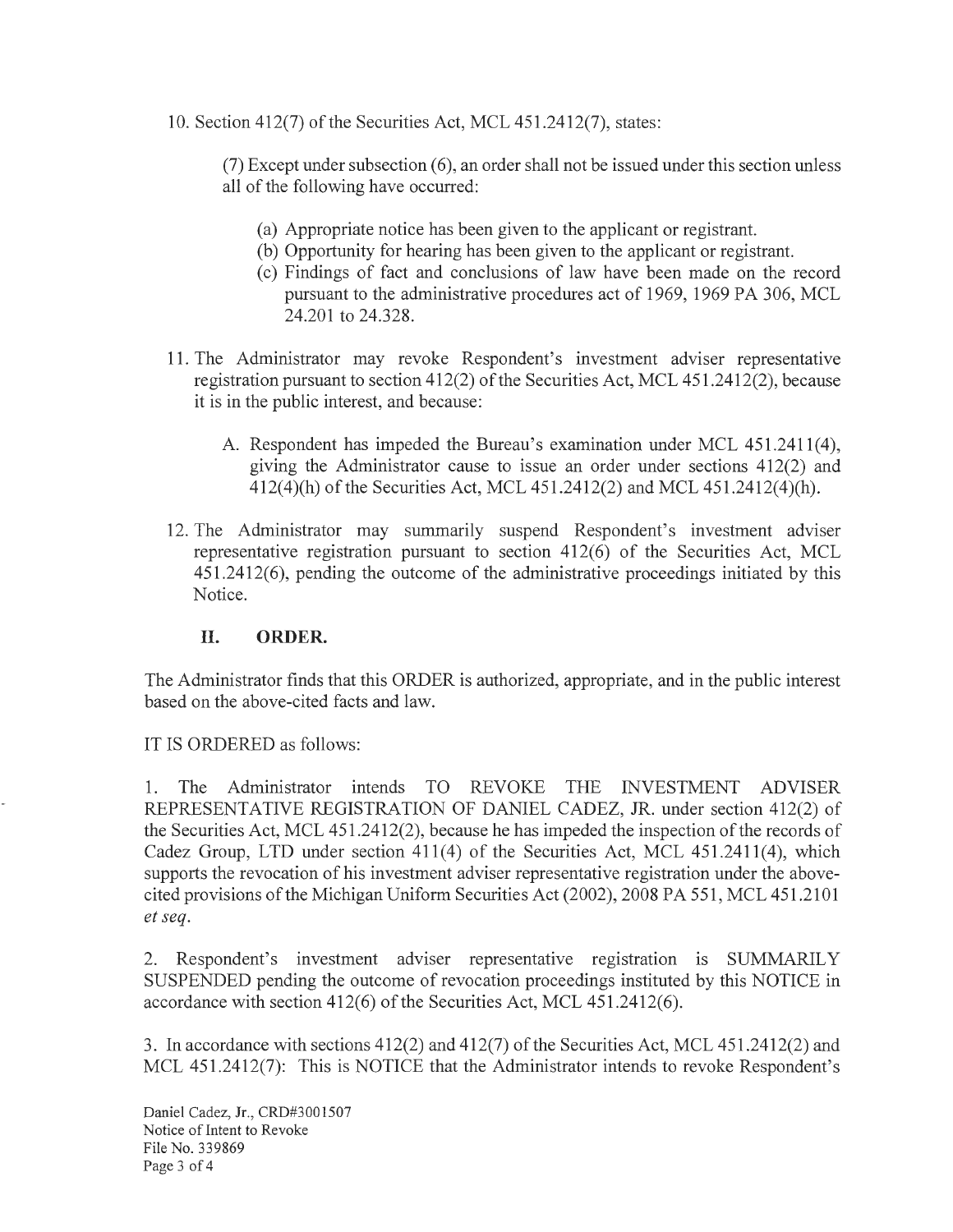10. Section 412(7) of the Securities Act, MCL 451.2412(7), states:

> (7) Except under subsection (6), an order shall not be issued under this section unless all of the following have occurred:
>
> (a) Appropriate notice has been given to the applicant or registrant.
> (b) Opportunity for hearing has been given to the applicant or registrant.
> (c) Findings of fact and conclusions of law have been made on the record pursuant to the administrative procedures act of 1969, 1969 PA 306, MCL 24.201 to 24.328.

11. The Administrator may revoke Respondent's investment adviser representative registration pursuant to section 412(2) of the Securities Act, MCL 451.2412(2), because it is in the public interest, and because:

    A. Respondent has impeded the Bureau's examination under MCL 451.2411(4), giving the Administrator cause to issue an order under sections 412(2) and 412(4)(h) of the Securities Act, MCL 451.2412(2) and MCL 451.2412(4)(h).

12. The Administrator may summarily suspend Respondent's investment adviser representative registration pursuant to section 412(6) of the Securities Act, MCL 451.2412(6), pending the outcome of the administrative proceedings initiated by this Notice.

## II. ORDER.

The Administrator finds that this ORDER is authorized, appropriate, and in the public interest based on the above-cited facts and law.

IT IS ORDERED as follows:

1. The Administrator intends TO REVOKE THE INVESTMENT ADVISER REPRESENTATIVE REGISTRATION OF DANIEL CADEZ, JR. under section 412(2) of the Securities Act, MCL 451.2412(2), because he has impeded the inspection of the records of Cadez Group, LTD under section 411(4) of the Securities Act, MCL 451.2411(4), which supports the revocation of his investment adviser representative registration under the above-cited provisions of the Michigan Uniform Securities Act (2002), 2008 PA 551, MCL 451.2101 *et seq*.

2. Respondent's investment adviser representative registration is SUMMARILY SUSPENDED pending the outcome of revocation proceedings instituted by this NOTICE in accordance with section 412(6) of the Securities Act, MCL 451.2412(6).

3. In accordance with sections 412(2) and 412(7) of the Securities Act, MCL 451.2412(2) and MCL 451.2412(7): This is NOTICE that the Administrator intends to revoke Respondent's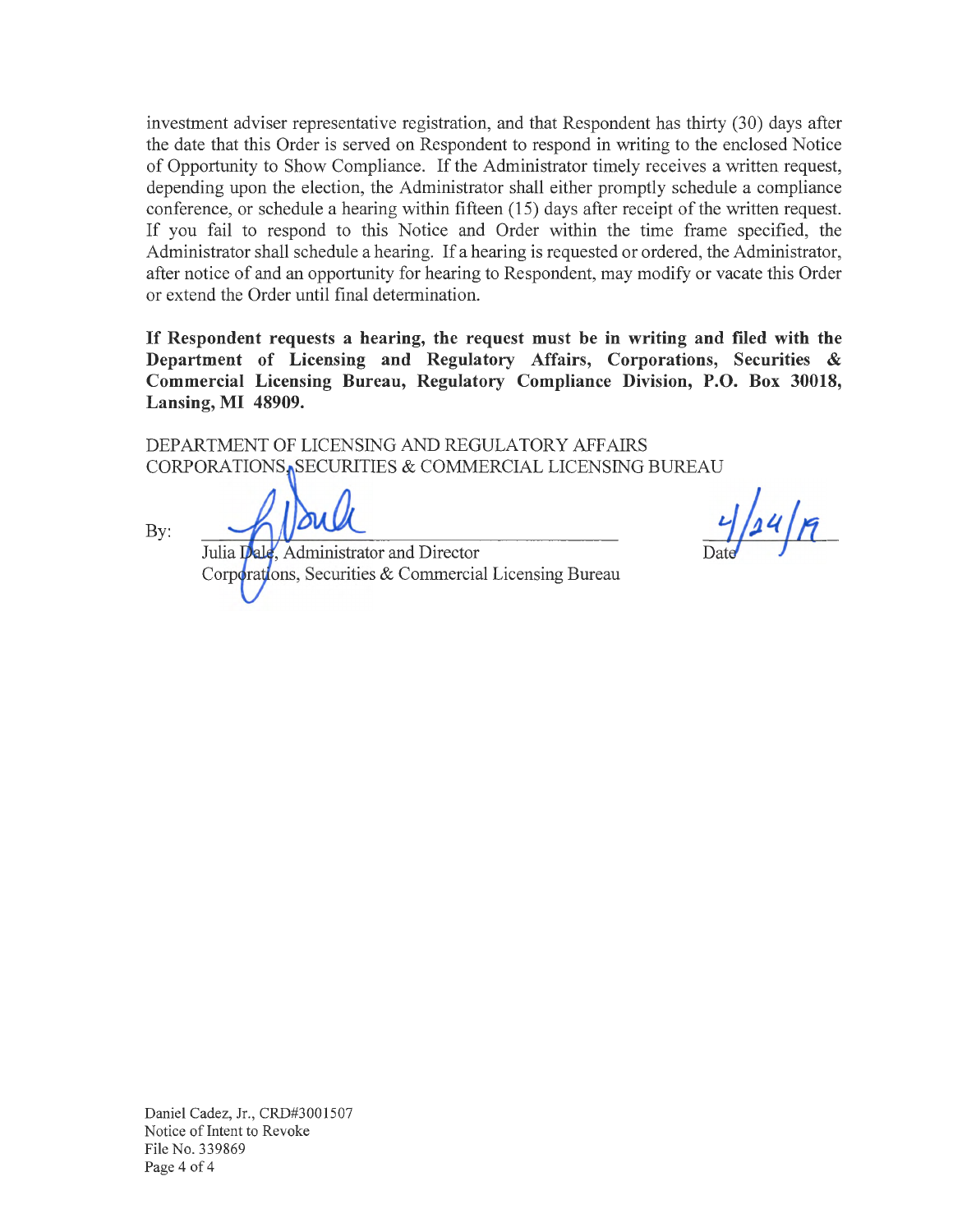investment adviser representative registration, and that Respondent has thirty (30) days after the date that this Order is served on Respondent to respond in writing to the enclosed Notice of Opportunity to Show Compliance. If the Administrator timely receives a written request, depending upon the election, the Administrator shall either promptly schedule a compliance conference, or schedule a hearing within fifteen (15) days after receipt of the written request. If you fail to respond to this Notice and Order within the time frame specified, the Administrator shall schedule a hearing. If a hearing is requested or ordered, the Administrator, after notice of and an opportunity for hearing to Respondent, may modify or vacate this Order or extend the Order until final determination.

**If Respondent requests a hearing, the request must be in writing and filed with the Department of Licensing and Regulatory Affairs, Corporations, Securities & Commercial Licensing Bureau, Regulatory Compliance Division, P.O. Box 30018, Lansing, MI 48909.**

DEPARTMENT OF LICENSING AND REGULATORY AFFAIRS
CORPORATIONS, SECURITIES & COMMERCIAL LICENSING BUREAU

By: _______________________________ 4/24/19
Julia Dale, Administrator and Director
Corporations, Securities & Commercial Licensing Bureau
Date

Daniel Cadez, Jr., CRD#3001507
Notice of Intent to Revoke
File No. 339869